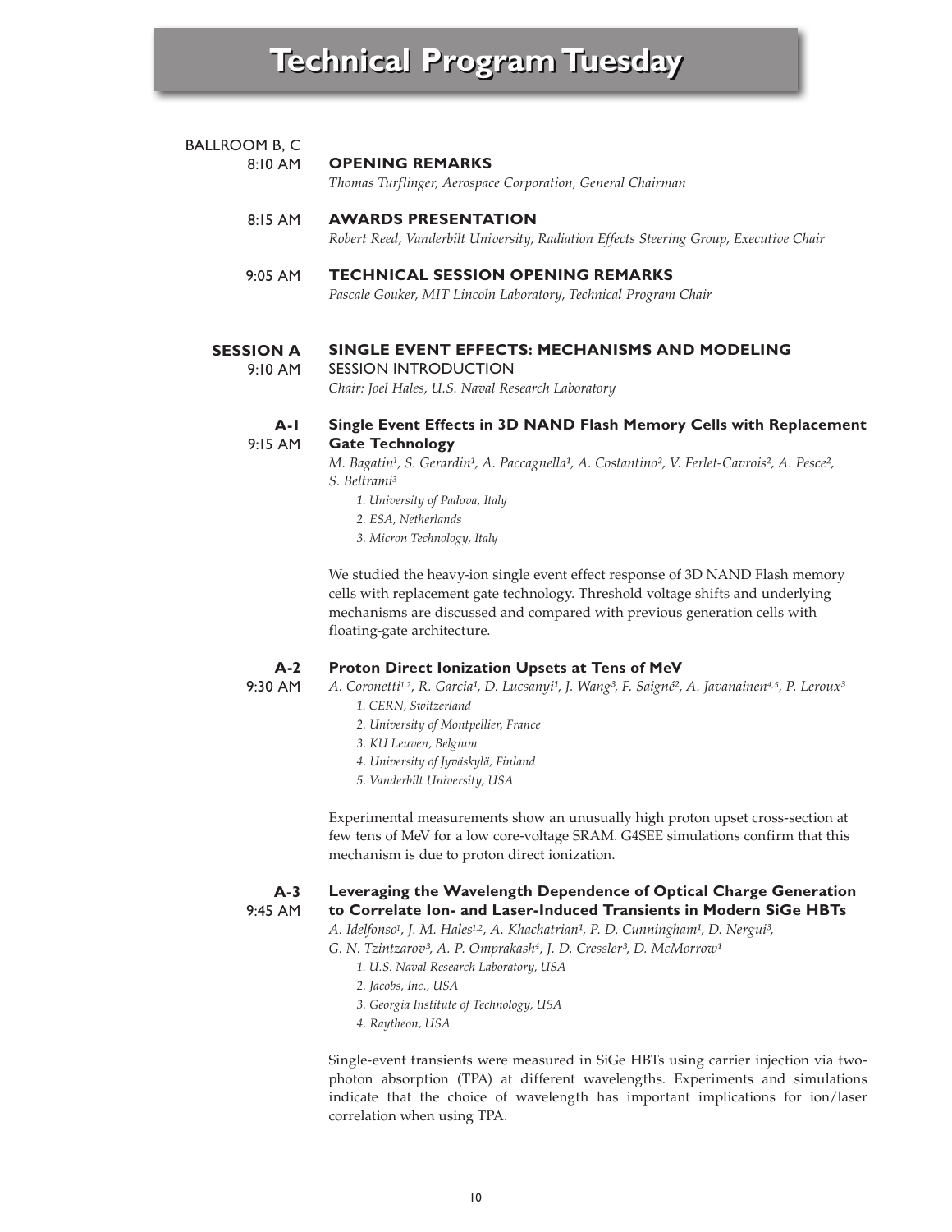# Technical Program Tuesday

BALLROOM B, C

8:10 AM **OPENING REMARKS**
*Thomas Turflinger, Aerospace Corporation, General Chairman*

8:15 AM **AWARDS PRESENTATION**
*Robert Reed, Vanderbilt University, Radiation Effects Steering Group, Executive Chair*

9:05 AM **TECHNICAL SESSION OPENING REMARKS**
*Pascale Gouker, MIT Lincoln Laboratory, Technical Program Chair*

## SESSION A — SINGLE EVENT EFFECTS: MECHANISMS AND MODELING

9:10 AM SESSION INTRODUCTION
*Chair: Joel Hales, U.S. Naval Research Laboratory*

### A-1 (9:15 AM) Single Event Effects in 3D NAND Flash Memory Cells with Replacement Gate Technology

*M. Bagatin[1], S. Gerardin[1], A. Paccagnella[1], A. Costantino[2], V. Ferlet-Cavrois[2], A. Pesce[2], S. Beltrami[3]*

1. *University of Padova, Italy*
2. *ESA, Netherlands*
3. *Micron Technology, Italy*

We studied the heavy-ion single event effect response of 3D NAND Flash memory cells with replacement gate technology. Threshold voltage shifts and underlying mechanisms are discussed and compared with previous generation cells with floating-gate architecture.

### A-2 (9:30 AM) Proton Direct Ionization Upsets at Tens of MeV

*A. Coronetti[1,2], R. Garcia[1], D. Lucsanyi[1], J. Wang[3], F. Saigné[2], A. Javanainen[4,5], P. Leroux[3]*

1. *CERN, Switzerland*
2. *University of Montpellier, France*
3. *KU Leuven, Belgium*
4. *University of Jyväskylä, Finland*
5. *Vanderbilt University, USA*

Experimental measurements show an unusually high proton upset cross-section at few tens of MeV for a low core-voltage SRAM. G4SEE simulations confirm that this mechanism is due to proton direct ionization.

### A-3 (9:45 AM) Leveraging the Wavelength Dependence of Optical Charge Generation to Correlate Ion- and Laser-Induced Transients in Modern SiGe HBTs

*A. Idelfonso[1], J. M. Hales[1,2], A. Khachatrian[1], P. D. Cunningham[1], D. Nergui[3], G. N. Tzintzarov[3], A. P. Omprakash[4], J. D. Cressler[3], D. McMorrow[1]*

1. *U.S. Naval Research Laboratory, USA*
2. *Jacobs, Inc., USA*
3. *Georgia Institute of Technology, USA*
4. *Raytheon, USA*

Single-event transients were measured in SiGe HBTs using carrier injection via two-photon absorption (TPA) at different wavelengths. Experiments and simulations indicate that the choice of wavelength has important implications for ion/laser correlation when using TPA.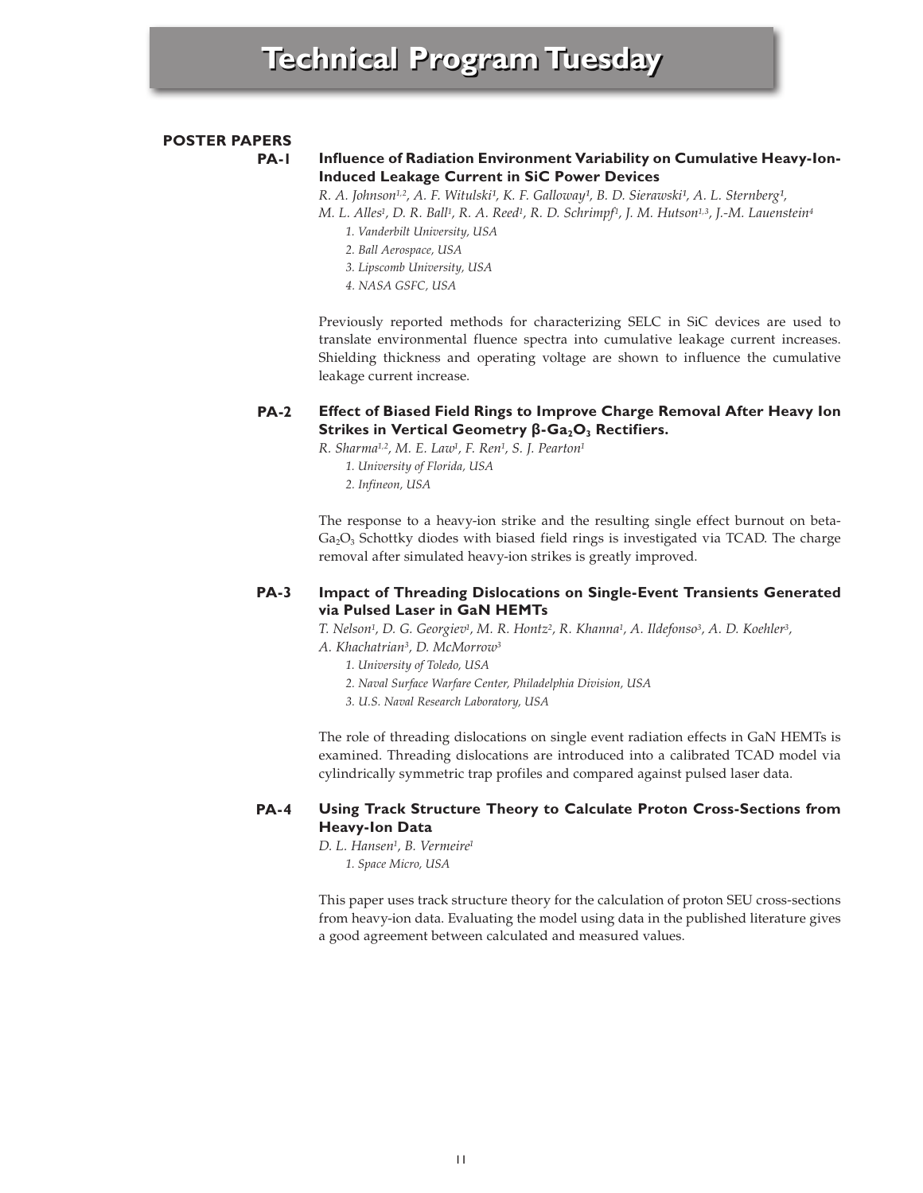# Technical Program Tuesday

## POSTER PAPERS

### PA-1 Influence of Radiation Environment Variability on Cumulative Heavy-Ion-Induced Leakage Current in SiC Power Devices

*R. A. Johnson[1,2], A. F. Witulski[1], K. F. Galloway[1], B. D. Sierawski[1], A. L. Sternberg[1], M. L. Alles[1], D. R. Ball[1], R. A. Reed[1], R. D. Schrimpf[1], J. M. Hutson[1,3], J.-M. Lauenstein[4]*

1. *Vanderbilt University, USA*
2. *Ball Aerospace, USA*
3. *Lipscomb University, USA*
4. *NASA GSFC, USA*

Previously reported methods for characterizing SELC in SiC devices are used to translate environmental fluence spectra into cumulative leakage current increases. Shielding thickness and operating voltage are shown to influence the cumulative leakage current increase.

### PA-2 Effect of Biased Field Rings to Improve Charge Removal After Heavy Ion Strikes in Vertical Geometry β-$Ga_2O_3$ Rectifiers.

*R. Sharma[1,2], M. E. Law[1], F. Ren[1], S. J. Pearton[1]*

1. *University of Florida, USA*
2. *Infineon, USA*

The response to a heavy-ion strike and the resulting single effect burnout on beta-$Ga_2O_3$ Schottky diodes with biased field rings is investigated via TCAD. The charge removal after simulated heavy-ion strikes is greatly improved.

### PA-3 Impact of Threading Dislocations on Single-Event Transients Generated via Pulsed Laser in GaN HEMTs

*T. Nelson[1], D. G. Georgiev[1], M. R. Hontz[2], R. Khanna[1], A. Ildefonso[3], A. D. Koehler[3], A. Khachatrian[3], D. McMorrow[3]*

1. *University of Toledo, USA*
2. *Naval Surface Warfare Center, Philadelphia Division, USA*
3. *U.S. Naval Research Laboratory, USA*

The role of threading dislocations on single event radiation effects in GaN HEMTs is examined. Threading dislocations are introduced into a calibrated TCAD model via cylindrically symmetric trap profiles and compared against pulsed laser data.

### PA-4 Using Track Structure Theory to Calculate Proton Cross-Sections from Heavy-Ion Data

*D. L. Hansen[1], B. Vermeire[1]*

1. *Space Micro, USA*

This paper uses track structure theory for the calculation of proton SEU cross-sections from heavy-ion data. Evaluating the model using data in the published literature gives a good agreement between calculated and measured values.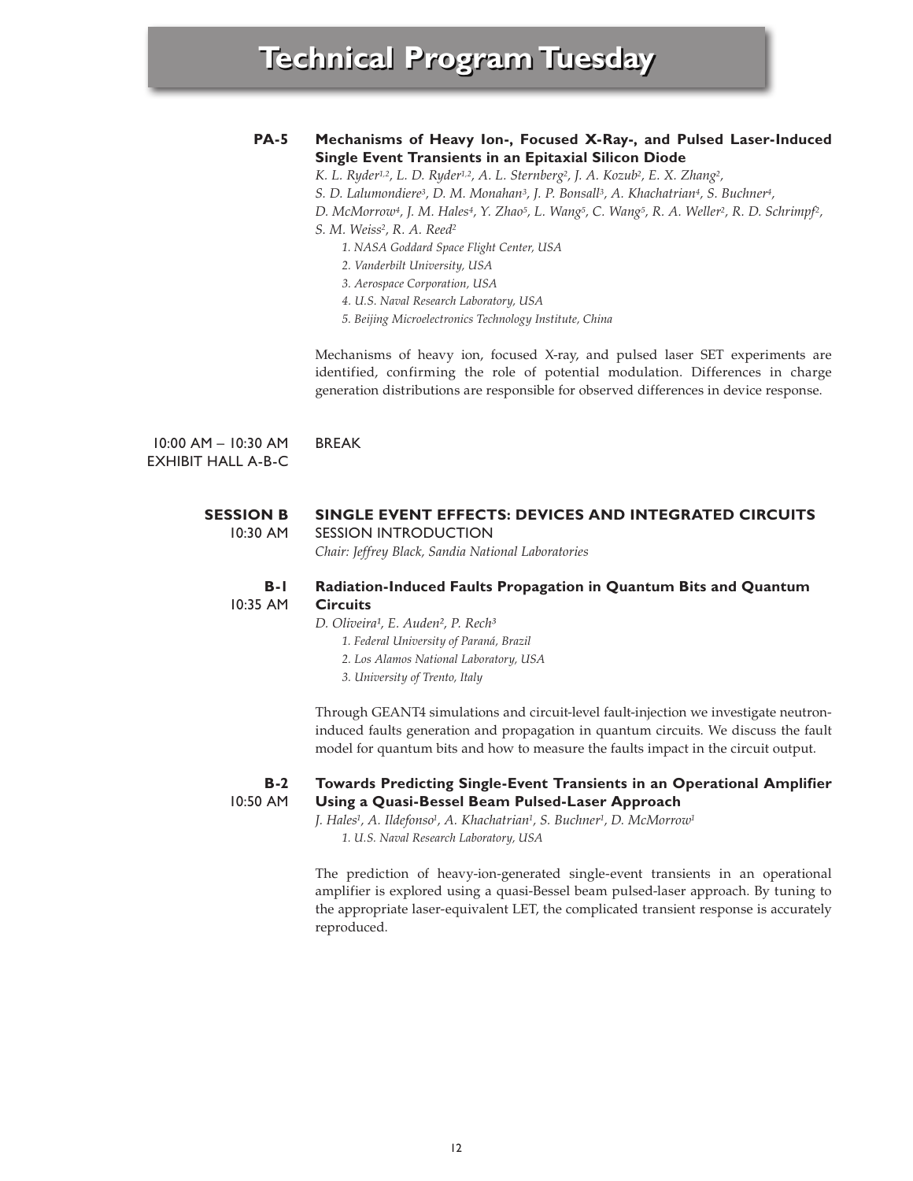# Technical Program Tuesday

**PA-5** **Mechanisms of Heavy Ion-, Focused X-Ray-, and Pulsed Laser-Induced Single Event Transients in an Epitaxial Silicon Diode**

*K. L. Ryder[1,2], L. D. Ryder[1,2], A. L. Sternberg[2], J. A. Kozub[2], E. X. Zhang[2], S. D. Lalumondiere[3], D. M. Monahan[3], J. P. Bonsall[3], A. Khachatrian[4], S. Buchner[4], D. McMorrow[4], J. M. Hales[4], Y. Zhao[5], L. Wang[5], C. Wang[5], R. A. Weller[2], R. D. Schrimpf[2], S. M. Weiss[2], R. A. Reed[2]*

1. *NASA Goddard Space Flight Center, USA*
2. *Vanderbilt University, USA*
3. *Aerospace Corporation, USA*
4. *U.S. Naval Research Laboratory, USA*
5. *Beijing Microelectronics Technology Institute, China*

Mechanisms of heavy ion, focused X-ray, and pulsed laser SET experiments are identified, confirming the role of potential modulation. Differences in charge generation distributions are responsible for observed differences in device response.

10:00 AM – 10:30 AM
EXHIBIT HALL A-B-C
BREAK

## SESSION B — SINGLE EVENT EFFECTS: DEVICES AND INTEGRATED CIRCUITS

10:30 AM SESSION INTRODUCTION

*Chair: Jeffrey Black, Sandia National Laboratories*

**B-1** 10:35 AM **Radiation-Induced Faults Propagation in Quantum Bits and Quantum Circuits**

*D. Oliveira[1], E. Auden[2], P. Rech[3]*

1. *Federal University of Paraná, Brazil*
2. *Los Alamos National Laboratory, USA*
3. *University of Trento, Italy*

Through GEANT4 simulations and circuit-level fault-injection we investigate neutron-induced faults generation and propagation in quantum circuits. We discuss the fault model for quantum bits and how to measure the faults impact in the circuit output.

**B-2** 10:50 AM **Towards Predicting Single-Event Transients in an Operational Amplifier Using a Quasi-Bessel Beam Pulsed-Laser Approach**

*J. Hales[1], A. Ildefonso[1], A. Khachatrian[1], S. Buchner[1], D. McMorrow[1]*

1. *U.S. Naval Research Laboratory, USA*

The prediction of heavy-ion-generated single-event transients in an operational amplifier is explored using a quasi-Bessel beam pulsed-laser approach. By tuning to the appropriate laser-equivalent LET, the complicated transient response is accurately reproduced.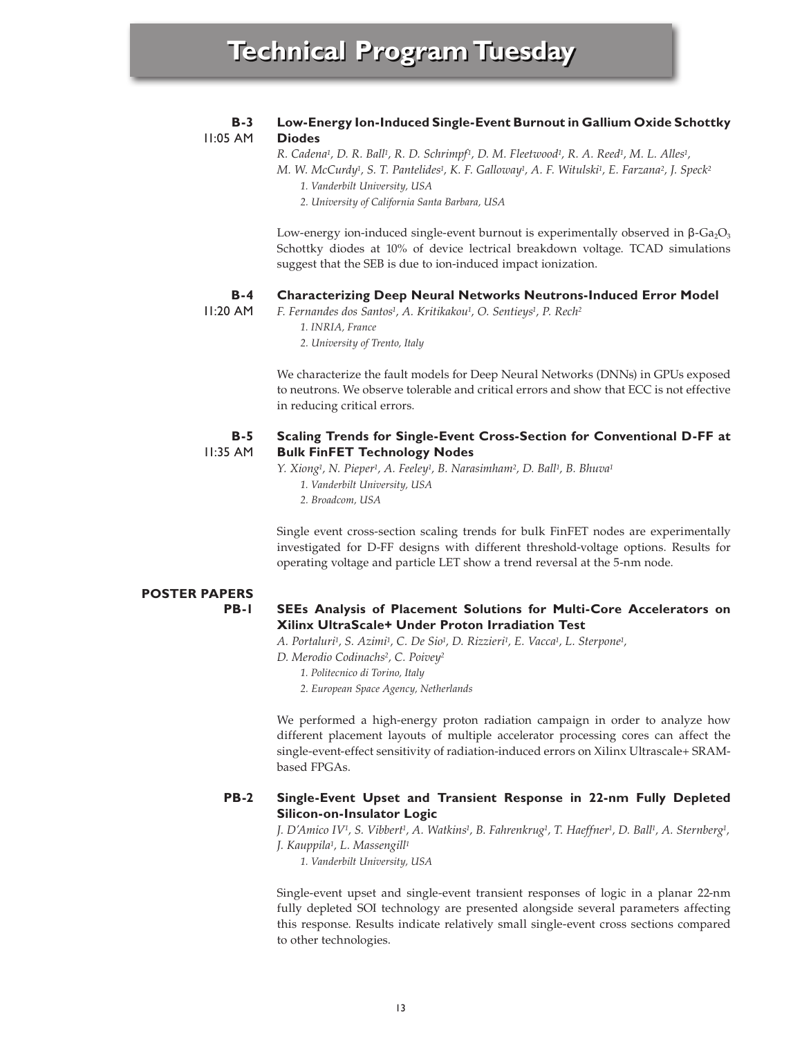# Technical Program Tuesday

**B-3**
11:05 AM

**Low-Energy Ion-Induced Single-Event Burnout in Gallium Oxide Schottky Diodes**

*R. Cadena[1], D. R. Ball[1], R. D. Schrimpf[1], D. M. Fleetwood[1], R. A. Reed[1], M. L. Alles[1], M. W. McCurdy[1], S. T. Pantelides[1], K. F. Galloway[1], A. F. Witulski[1], E. Farzana[2], J. Speck[2]*

*1. Vanderbilt University, USA*
*2. University of California Santa Barbara, USA*

Low-energy ion-induced single-event burnout is experimentally observed in β-$Ga_2O_3$ Schottky diodes at 10% of device lectrical breakdown voltage. TCAD simulations suggest that the SEB is due to ion-induced impact ionization.

**B-4**
11:20 AM

**Characterizing Deep Neural Networks Neutrons-Induced Error Model**

*F. Fernandes dos Santos[1], A. Kritikakou[1], O. Sentieys[1], P. Rech[2]*

*1. INRIA, France*
*2. University of Trento, Italy*

We characterize the fault models for Deep Neural Networks (DNNs) in GPUs exposed to neutrons. We observe tolerable and critical errors and show that ECC is not effective in reducing critical errors.

**B-5**
11:35 AM

**Scaling Trends for Single-Event Cross-Section for Conventional D-FF at Bulk FinFET Technology Nodes**

*Y. Xiong[1], N. Pieper[1], A. Feeley[1], B. Narasimham[2], D. Ball[1], B. Bhuva[1]*

*1. Vanderbilt University, USA*
*2. Broadcom, USA*

Single event cross-section scaling trends for bulk FinFET nodes are experimentally investigated for D-FF designs with different threshold-voltage options. Results for operating voltage and particle LET show a trend reversal at the 5-nm node.

## POSTER PAPERS

**PB-1**

**SEEs Analysis of Placement Solutions for Multi-Core Accelerators on Xilinx UltraScale+ Under Proton Irradiation Test**

*A. Portaluri[1], S. Azimi[1], C. De Sio[1], D. Rizzieri[1], E. Vacca[1], L. Sterpone[1], D. Merodio Codinachs[2], C. Poivey[2]*

*1. Politecnico di Torino, Italy*
*2. European Space Agency, Netherlands*

We performed a high-energy proton radiation campaign in order to analyze how different placement layouts of multiple accelerator processing cores can affect the single-event-effect sensitivity of radiation-induced errors on Xilinx Ultrascale+ SRAM-based FPGAs.

**PB-2**

**Single-Event Upset and Transient Response in 22-nm Fully Depleted Silicon-on-Insulator Logic**

*J. D'Amico IV[1], S. Vibbert[1], A. Watkins[1], B. Fahrenkrug[1], T. Haeffner[1], D. Ball[1], A. Sternberg[1], J. Kauppila[1], L. Massengill[1]*

*1. Vanderbilt University, USA*

Single-event upset and single-event transient responses of logic in a planar 22-nm fully depleted SOI technology are presented alongside several parameters affecting this response. Results indicate relatively small single-event cross sections compared to other technologies.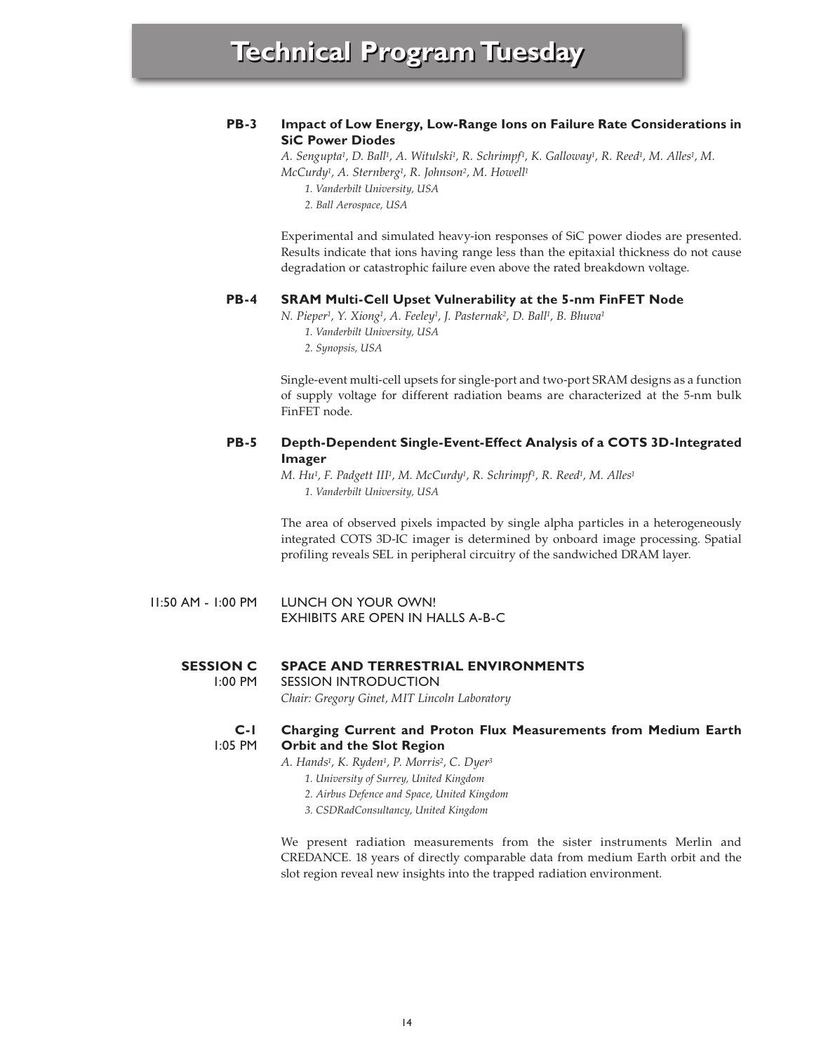# Technical Program Tuesday

**PB-3** **Impact of Low Energy, Low-Range Ions on Failure Rate Considerations in SiC Power Diodes**

*A. Sengupta[1], D. Ball[1], A. Witulski[1], R. Schrimpf[1], K. Galloway[1], R. Reed[1], M. Alles[1], M. McCurdy[1], A. Sternberg[1], R. Johnson[2], M. Howell[1]*

*1. Vanderbilt University, USA*
*2. Ball Aerospace, USA*

Experimental and simulated heavy-ion responses of SiC power diodes are presented. Results indicate that ions having range less than the epitaxial thickness do not cause degradation or catastrophic failure even above the rated breakdown voltage.

**PB-4** **SRAM Multi-Cell Upset Vulnerability at the 5-nm FinFET Node**

*N. Pieper[1], Y. Xiong[1], A. Feeley[1], J. Pasternak[2], D. Ball[1], B. Bhuva[1]*

*1. Vanderbilt University, USA*
*2. Synopsis, USA*

Single-event multi-cell upsets for single-port and two-port SRAM designs as a function of supply voltage for different radiation beams are characterized at the 5-nm bulk FinFET node.

**PB-5** **Depth-Dependent Single-Event-Effect Analysis of a COTS 3D-Integrated Imager**

*M. Hu[1], F. Padgett III[1], M. McCurdy[1], R. Schrimpf[1], R. Reed[1], M. Alles[1]*

*1. Vanderbilt University, USA*

The area of observed pixels impacted by single alpha particles in a heterogeneously integrated COTS 3D-IC imager is determined by onboard image processing. Spatial profiling reveals SEL in peripheral circuitry of the sandwiched DRAM layer.

11:50 AM - 1:00 PM LUNCH ON YOUR OWN!
EXHIBITS ARE OPEN IN HALLS A-B-C

**SESSION C** **SPACE AND TERRESTRIAL ENVIRONMENTS**

1:00 PM SESSION INTRODUCTION

*Chair: Gregory Ginet, MIT Lincoln Laboratory*

**C-1** **Charging Current and Proton Flux Measurements from Medium Earth Orbit and the Slot Region**

1:05 PM

*A. Hands[1], K. Ryden[1], P. Morris[2], C. Dyer[3]*

*1. University of Surrey, United Kingdom*
*2. Airbus Defence and Space, United Kingdom*
*3. CSDRadConsultancy, United Kingdom*

We present radiation measurements from the sister instruments Merlin and CREDANCE. 18 years of directly comparable data from medium Earth orbit and the slot region reveal new insights into the trapped radiation environment.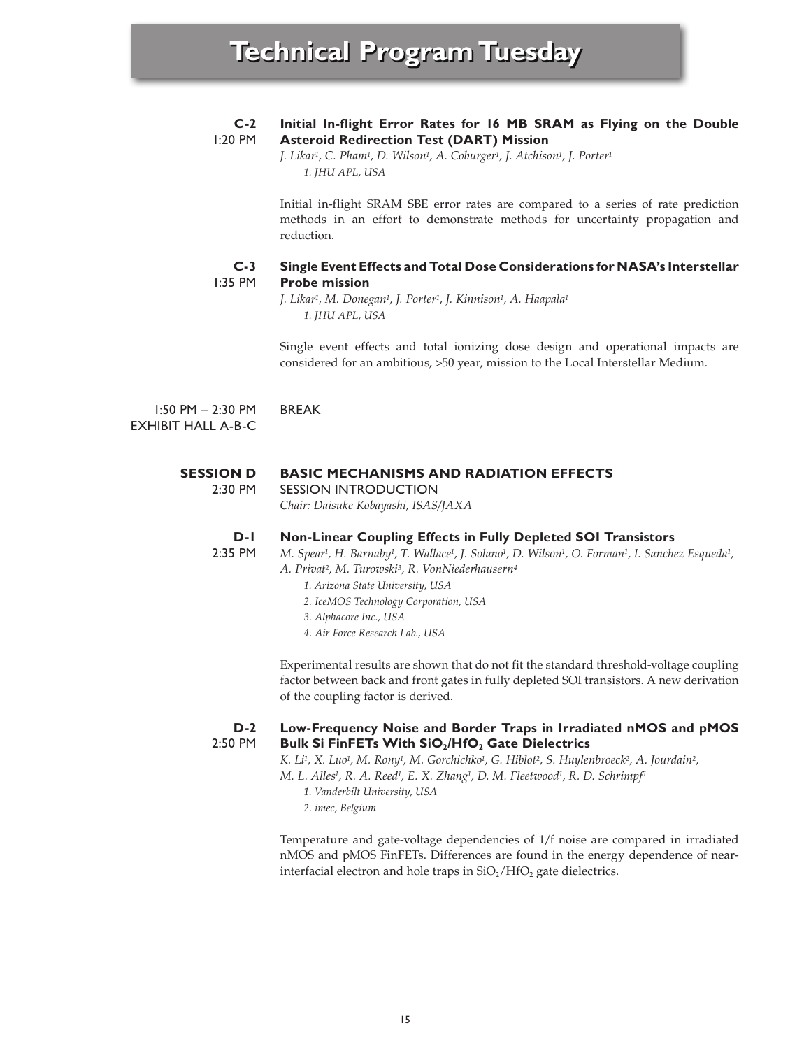# Technical Program Tuesday

**C-2** 1:20 PM

**Initial In-flight Error Rates for 16 MB SRAM as Flying on the Double Asteroid Redirection Test (DART) Mission**

*J. Likar[1], C. Pham[1], D. Wilson[1], A. Coburger[1], J. Atchison[1], J. Porter[1]*

*1. JHU APL, USA*

Initial in-flight SRAM SBE error rates are compared to a series of rate prediction methods in an effort to demonstrate methods for uncertainty propagation and reduction.

**C-3** 1:35 PM

**Single Event Effects and Total Dose Considerations for NASA's Interstellar Probe mission**

*J. Likar[1], M. Donegan[1], J. Porter[1], J. Kinnison[1], A. Haapala[1]*

*1. JHU APL, USA*

Single event effects and total ionizing dose design and operational impacts are considered for an ambitious, >50 year, mission to the Local Interstellar Medium.

1:50 PM – 2:30 PM EXHIBIT HALL A-B-C

BREAK

## SESSION D 2:30 PM

**BASIC MECHANISMS AND RADIATION EFFECTS**

SESSION INTRODUCTION

*Chair: Daisuke Kobayashi, ISAS/JAXA*

**D-1** 2:35 PM

**Non-Linear Coupling Effects in Fully Depleted SOI Transistors**

*M. Spear[1], H. Barnaby[1], T. Wallace[1], J. Solano[1], D. Wilson[1], O. Forman[1], I. Sanchez Esqueda[1], A. Privat[2], M. Turowski[3], R. VonNiederhausern[4]*

*1. Arizona State University, USA*
*2. IceMOS Technology Corporation, USA*
*3. Alphacore Inc., USA*
*4. Air Force Research Lab., USA*

Experimental results are shown that do not fit the standard threshold-voltage coupling factor between back and front gates in fully depleted SOI transistors. A new derivation of the coupling factor is derived.

**D-2** 2:50 PM

**Low-Frequency Noise and Border Traps in Irradiated nMOS and pMOS Bulk Si FinFETs With $SiO_2$/$HfO_2$ Gate Dielectrics**

*K. Li[1], X. Luo[1], M. Rony[1], M. Gorchichko[1], G. Hiblot[2], S. Huylenbroeck[2], A. Jourdain[2], M. L. Alles[1], R. A. Reed[1], E. X. Zhang[1], D. M. Fleetwood[1], R. D. Schrimpf[1]*

*1. Vanderbilt University, USA*
*2. imec, Belgium*

Temperature and gate-voltage dependencies of 1/f noise are compared in irradiated nMOS and pMOS FinFETs. Differences are found in the energy dependence of near-interfacial electron and hole traps in $SiO_2$/$HfO_2$ gate dielectrics.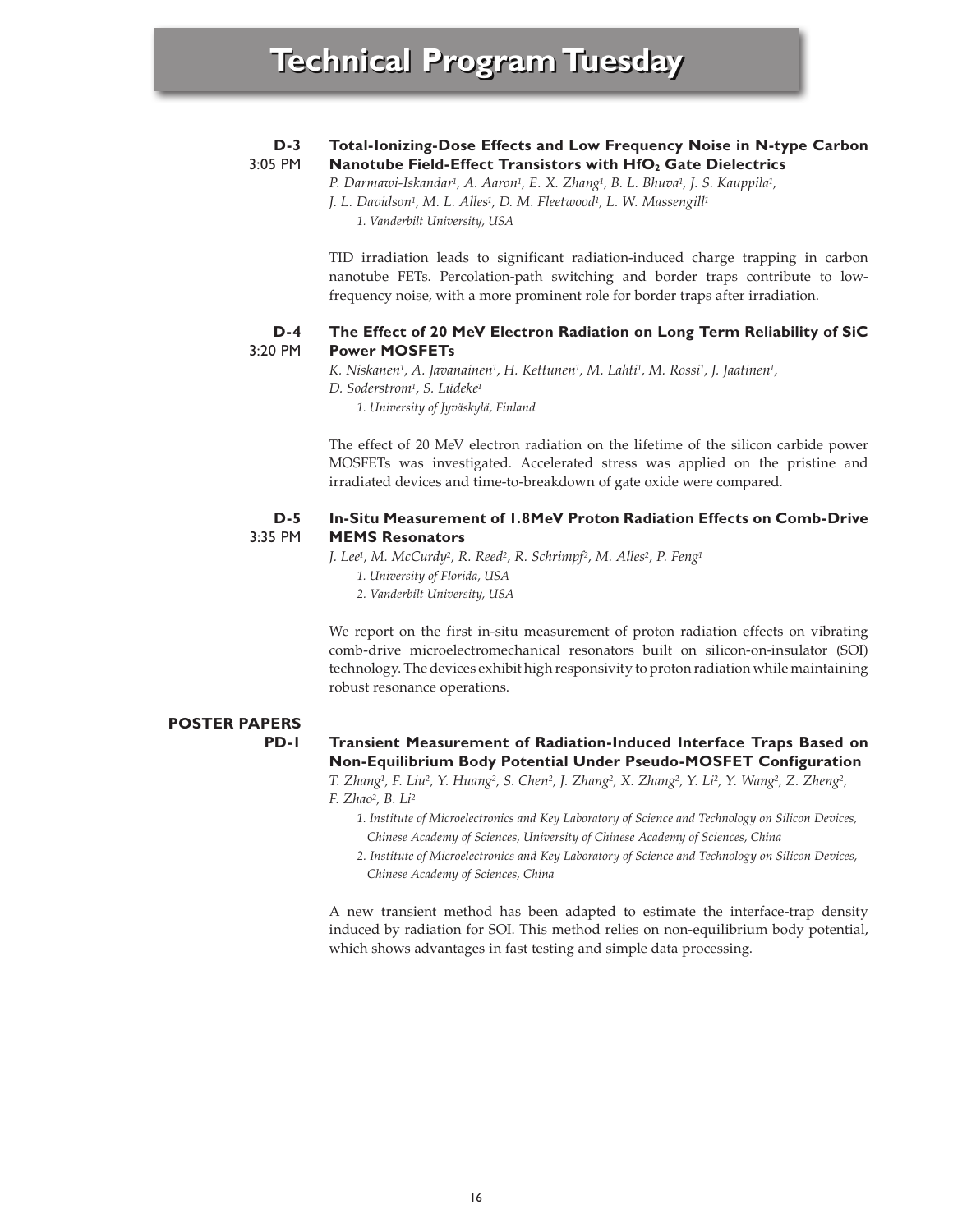# Technical Program Tuesday

**D-3**
3:05 PM

### Total-Ionizing-Dose Effects and Low Frequency Noise in N-type Carbon Nanotube Field-Effect Transistors with $HfO_2$ Gate Dielectrics

*P. Darmawi-Iskandar[1], A. Aaron[1], E. X. Zhang[1], B. L. Bhuva[1], J. S. Kauppila[1], J. L. Davidson[1], M. L. Alles[1], D. M. Fleetwood[1], L. W. Massengill[1]*

*1. Vanderbilt University, USA*

TID irradiation leads to significant radiation-induced charge trapping in carbon nanotube FETs. Percolation-path switching and border traps contribute to low-frequency noise, with a more prominent role for border traps after irradiation.

**D-4**
3:20 PM

### The Effect of 20 MeV Electron Radiation on Long Term Reliability of SiC Power MOSFETs

*K. Niskanen[1], A. Javanainen[1], H. Kettunen[1], M. Lahti[1], M. Rossi[1], J. Jaatinen[1], D. Soderstrom[1], S. Lüdeke[1]*

*1. University of Jyväskylä, Finland*

The effect of 20 MeV electron radiation on the lifetime of the silicon carbide power MOSFETs was investigated. Accelerated stress was applied on the pristine and irradiated devices and time-to-breakdown of gate oxide were compared.

**D-5**
3:35 PM

### In-Situ Measurement of 1.8MeV Proton Radiation Effects on Comb-Drive MEMS Resonators

*J. Lee[1], M. McCurdy[2], R. Reed[2], R. Schrimpf[2], M. Alles[2], P. Feng[1]*

*1. University of Florida, USA*
*2. Vanderbilt University, USA*

We report on the first in-situ measurement of proton radiation effects on vibrating comb-drive microelectromechanical resonators built on silicon-on-insulator (SOI) technology. The devices exhibit high responsivity to proton radiation while maintaining robust resonance operations.

## POSTER PAPERS

**PD-1**

### Transient Measurement of Radiation-Induced Interface Traps Based on Non-Equilibrium Body Potential Under Pseudo-MOSFET Configuration

*T. Zhang[1], F. Liu[2], Y. Huang[2], S. Chen[2], J. Zhang[2], X. Zhang[2], Y. Li[2], Y. Wang[2], Z. Zheng[2], F. Zhao[2], B. Li[2]*

*1. Institute of Microelectronics and Key Laboratory of Science and Technology on Silicon Devices, Chinese Academy of Sciences, University of Chinese Academy of Sciences, China*
*2. Institute of Microelectronics and Key Laboratory of Science and Technology on Silicon Devices, Chinese Academy of Sciences, China*

A new transient method has been adapted to estimate the interface-trap density induced by radiation for SOI. This method relies on non-equilibrium body potential, which shows advantages in fast testing and simple data processing.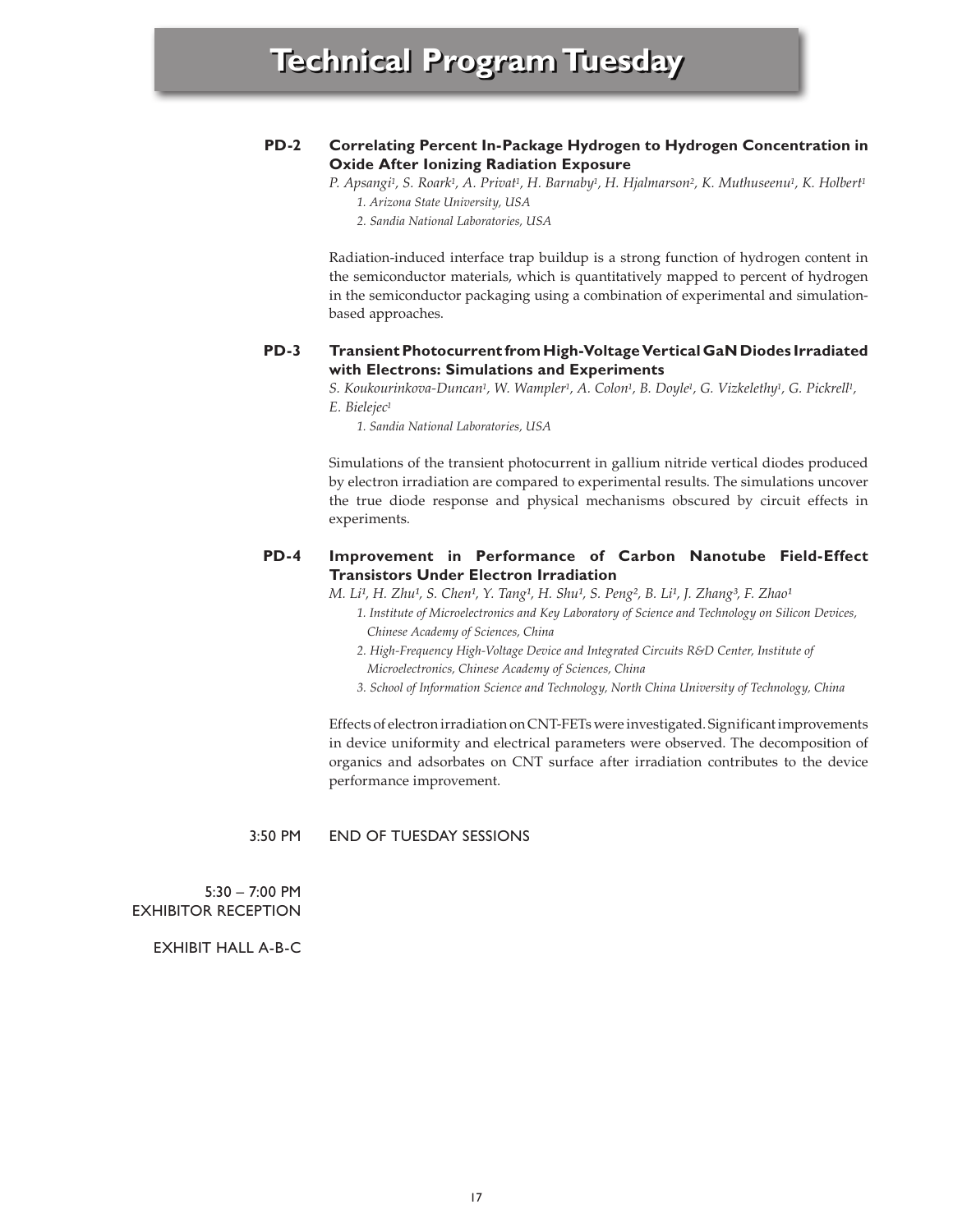**PD-2 Correlating Percent In-Package Hydrogen to Hydrogen Concentration in Oxide After Ionizing Radiation Exposure**

*P. Apsangi[1], S. Roark[1], A. Privat[1], H. Barnaby[1], H. Hjalmarson[2], K. Muthuseenu[1], K. Holbert[1]*

*1. Arizona State University, USA*

*2. Sandia National Laboratories, USA*

Radiation-induced interface trap buildup is a strong function of hydrogen content in the semiconductor materials, which is quantitatively mapped to percent of hydrogen in the semiconductor packaging using a combination of experimental and simulation-based approaches.

**PD-3 Transient Photocurrent from High-Voltage Vertical GaN Diodes Irradiated with Electrons: Simulations and Experiments**

*S. Koukourinkova-Duncan[1], W. Wampler[1], A. Colon[1], B. Doyle[1], G. Vizkelethy[1], G. Pickrell[1], E. Bielejec[1]*

*1. Sandia National Laboratories, USA*

Simulations of the transient photocurrent in gallium nitride vertical diodes produced by electron irradiation are compared to experimental results. The simulations uncover the true diode response and physical mechanisms obscured by circuit effects in experiments.

**PD-4 Improvement in Performance of Carbon Nanotube Field-Effect Transistors Under Electron Irradiation**

*M. Li[1], H. Zhu[1], S. Chen[1], Y. Tang[1], H. Shu[1], S. Peng[2], B. Li[1], J. Zhang[3], F. Zhao[1]*

*1. Institute of Microelectronics and Key Laboratory of Science and Technology on Silicon Devices, Chinese Academy of Sciences, China*

*2. High-Frequency High-Voltage Device and Integrated Circuits R&D Center, Institute of Microelectronics, Chinese Academy of Sciences, China*

*3. School of Information Science and Technology, North China University of Technology, China*

Effects of electron irradiation on CNT-FETs were investigated. Significant improvements in device uniformity and electrical parameters were observed. The decomposition of organics and adsorbates on CNT surface after irradiation contributes to the device performance improvement.

3:50 PM END OF TUESDAY SESSIONS

5:30 – 7:00 PM
EXHIBITOR RECEPTION

EXHIBIT HALL A-B-C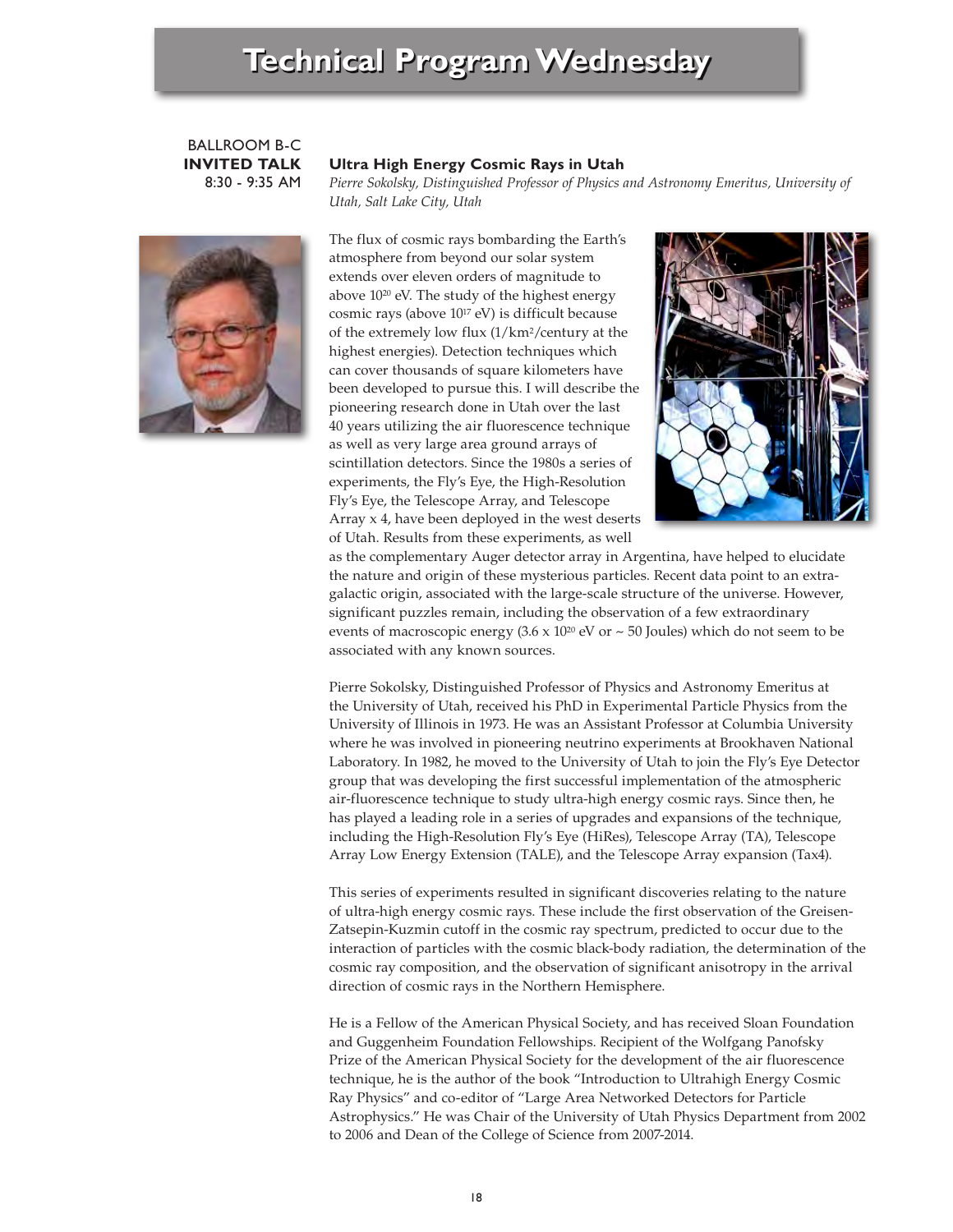# Technical Program Wednesday

BALLROOM B-C
**INVITED TALK**
8:30 - 9:35 AM

### Ultra High Energy Cosmic Rays in Utah

*Pierre Sokolsky, Distinguished Professor of Physics and Astronomy Emeritus, University of Utah, Salt Lake City, Utah*

The flux of cosmic rays bombarding the Earth's atmosphere from beyond our solar system extends over eleven orders of magnitude to above $10^{20}$ eV. The study of the highest energy cosmic rays (above $10^{17}$ eV) is difficult because of the extremely low flux (1/km$^2$/century at the highest energies). Detection techniques which can cover thousands of square kilometers have been developed to pursue this. I will describe the pioneering research done in Utah over the last 40 years utilizing the air fluorescence technique as well as very large area ground arrays of scintillation detectors. Since the 1980s a series of experiments, the Fly's Eye, the High-Resolution Fly's Eye, the Telescope Array, and Telescope Array x 4, have been deployed in the west deserts of Utah. Results from these experiments, as well as the complementary Auger detector array in Argentina, have helped to elucidate the nature and origin of these mysterious particles. Recent data point to an extra-galactic origin, associated with the large-scale structure of the universe. However, significant puzzles remain, including the observation of a few extraordinary events of macroscopic energy ($3.6 \times 10^{20}$ eV or ~ 50 Joules) which do not seem to be associated with any known sources.

Pierre Sokolsky, Distinguished Professor of Physics and Astronomy Emeritus at the University of Utah, received his PhD in Experimental Particle Physics from the University of Illinois in 1973. He was an Assistant Professor at Columbia University where he was involved in pioneering neutrino experiments at Brookhaven National Laboratory. In 1982, he moved to the University of Utah to join the Fly's Eye Detector group that was developing the first successful implementation of the atmospheric air-fluorescence technique to study ultra-high energy cosmic rays. Since then, he has played a leading role in a series of upgrades and expansions of the technique, including the High-Resolution Fly's Eye (HiRes), Telescope Array (TA), Telescope Array Low Energy Extension (TALE), and the Telescope Array expansion (Tax4).

This series of experiments resulted in significant discoveries relating to the nature of ultra-high energy cosmic rays. These include the first observation of the Greisen-Zatsepin-Kuzmin cutoff in the cosmic ray spectrum, predicted to occur due to the interaction of particles with the cosmic black-body radiation, the determination of the cosmic ray composition, and the observation of significant anisotropy in the arrival direction of cosmic rays in the Northern Hemisphere.

He is a Fellow of the American Physical Society, and has received Sloan Foundation and Guggenheim Foundation Fellowships. Recipient of the Wolfgang Panofsky Prize of the American Physical Society for the development of the air fluorescence technique, he is the author of the book "Introduction to Ultrahigh Energy Cosmic Ray Physics" and co-editor of "Large Area Networked Detectors for Particle Astrophysics." He was Chair of the University of Utah Physics Department from 2002 to 2006 and Dean of the College of Science from 2007-2014.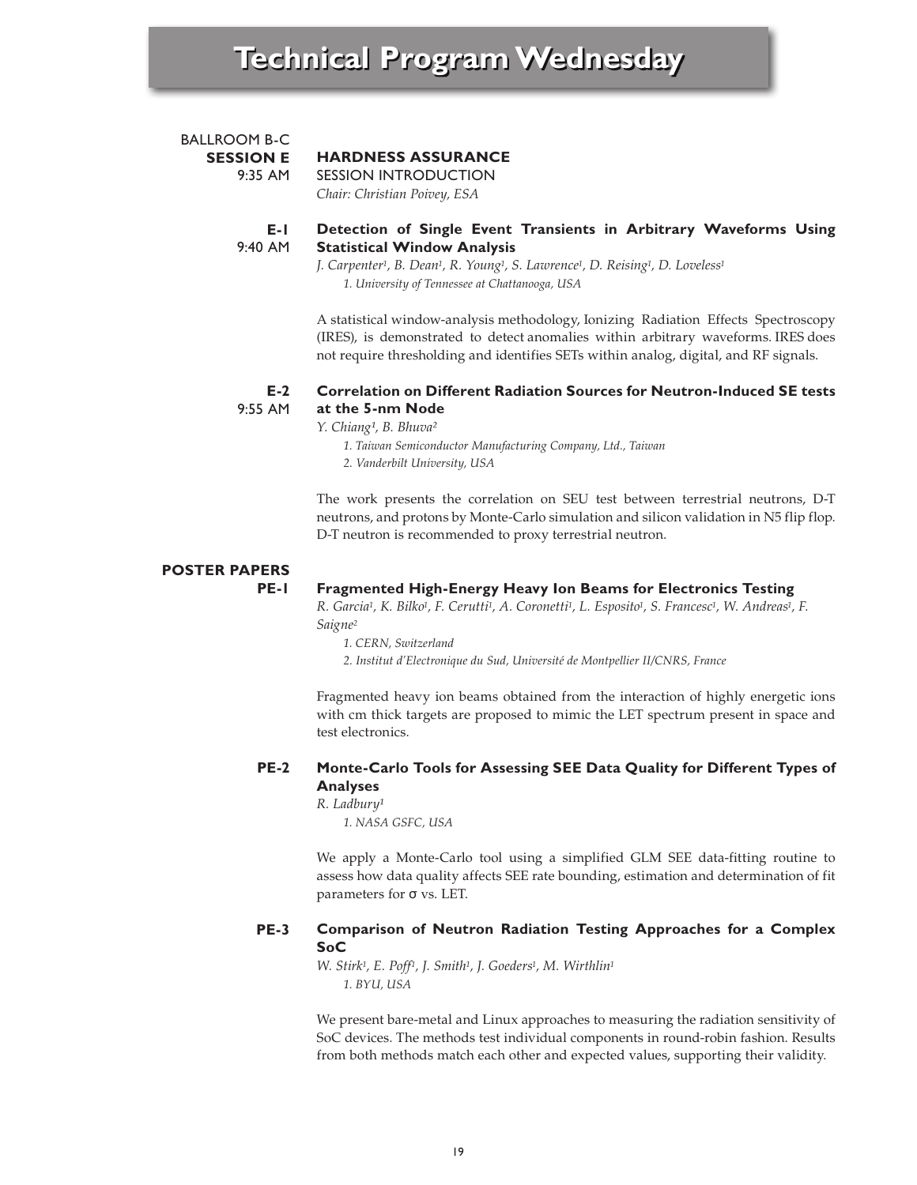# Technical Program Wednesday

BALLROOM B-C
**SESSION E** — **HARDNESS ASSURANCE**
9:35 AM — SESSION INTRODUCTION
*Chair: Christian Poivey, ESA*

**E-1** 9:40 AM — **Detection of Single Event Transients in Arbitrary Waveforms Using Statistical Window Analysis**

*J. Carpenter[1], B. Dean[1], R. Young[1], S. Lawrence[1], D. Reising[1], D. Loveless[1]*

*1. University of Tennessee at Chattanooga, USA*

A statistical window-analysis methodology, Ionizing Radiation Effects Spectroscopy (IRES), is demonstrated to detect anomalies within arbitrary waveforms. IRES does not require thresholding and identifies SETs within analog, digital, and RF signals.

**E-2** 9:55 AM — **Correlation on Different Radiation Sources for Neutron-Induced SE tests at the 5-nm Node**

*Y. Chiang[1], B. Bhuva[2]*

*1. Taiwan Semiconductor Manufacturing Company, Ltd., Taiwan*
*2. Vanderbilt University, USA*

The work presents the correlation on SEU test between terrestrial neutrons, D-T neutrons, and protons by Monte-Carlo simulation and silicon validation in N5 flip flop. D-T neutron is recommended to proxy terrestrial neutron.

## POSTER PAPERS

**PE-1** — **Fragmented High-Energy Heavy Ion Beams for Electronics Testing**

*R. Garcia[1], K. Bilko[1], F. Cerutti[1], A. Coronetti[1], L. Esposito[1], S. Francesc[1], W. Andreas[1], F. Saigne[2]*

*1. CERN, Switzerland*
*2. Institut d'Electronique du Sud, Université de Montpellier II/CNRS, France*

Fragmented heavy ion beams obtained from the interaction of highly energetic ions with cm thick targets are proposed to mimic the LET spectrum present in space and test electronics.

**PE-2** — **Monte-Carlo Tools for Assessing SEE Data Quality for Different Types of Analyses**

*R. Ladbury[1]*

*1. NASA GSFC, USA*

We apply a Monte-Carlo tool using a simplified GLM SEE data-fitting routine to assess how data quality affects SEE rate bounding, estimation and determination of fit parameters for $\sigma$ vs. LET.

**PE-3** — **Comparison of Neutron Radiation Testing Approaches for a Complex SoC**

*W. Stirk[1], E. Poff[1], J. Smith[1], J. Goeders[1], M. Wirthlin[1]*

*1. BYU, USA*

We present bare-metal and Linux approaches to measuring the radiation sensitivity of SoC devices. The methods test individual components in round-robin fashion. Results from both methods match each other and expected values, supporting their validity.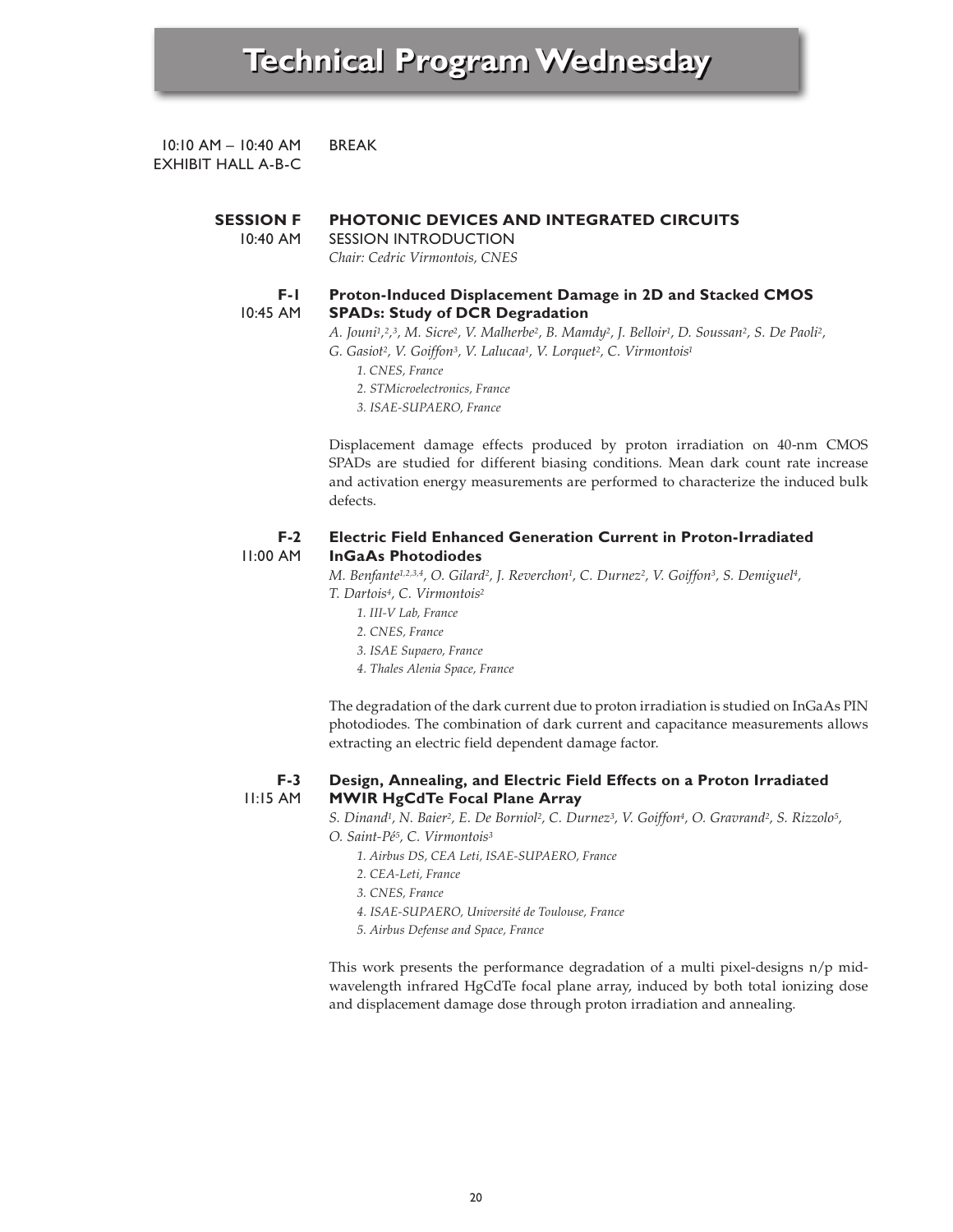# Technical Program Wednesday

10:10 AM – 10:40 AM
EXHIBIT HALL A-B-C

BREAK

**SESSION F**
10:40 AM

## PHOTONIC DEVICES AND INTEGRATED CIRCUITS

SESSION INTRODUCTION
*Chair: Cedric Virmontois, CNES*

**F-1**
10:45 AM

### Proton-Induced Displacement Damage in 2D and Stacked CMOS SPADs: Study of DCR Degradation

*A. Jouni[1,2,3], M. Sicre[2], V. Malherbe[2], B. Mamdy[2], J. Belloir[1], D. Soussan[2], S. De Paoli[2], G. Gasiot[2], V. Goiffon[3], V. Lalucaa[1], V. Lorquet[2], C. Virmontois[1]*

*1. CNES, France*
*2. STMicroelectronics, France*
*3. ISAE-SUPAERO, France*

Displacement damage effects produced by proton irradiation on 40-nm CMOS SPADs are studied for different biasing conditions. Mean dark count rate increase and activation energy measurements are performed to characterize the induced bulk defects.

**F-2**
11:00 AM

### Electric Field Enhanced Generation Current in Proton-Irradiated InGaAs Photodiodes

*M. Benfante[1,2,3,4], O. Gilard[2], J. Reverchon[1], C. Durnez[2], V. Goiffon[3], S. Demiguel[4], T. Dartois[4], C. Virmontois[2]*

*1. III-V Lab, France*
*2. CNES, France*
*3. ISAE Supaero, France*
*4. Thales Alenia Space, France*

The degradation of the dark current due to proton irradiation is studied on InGaAs PIN photodiodes. The combination of dark current and capacitance measurements allows extracting an electric field dependent damage factor.

**F-3**
11:15 AM

### Design, Annealing, and Electric Field Effects on a Proton Irradiated MWIR HgCdTe Focal Plane Array

*S. Dinand[1], N. Baier[2], E. De Borniol[2], C. Durnez[3], V. Goiffon[4], O. Gravrand[2], S. Rizzolo[5], O. Saint-Pé[5], C. Virmontois[3]*

*1. Airbus DS, CEA Leti, ISAE-SUPAERO, France*
*2. CEA-Leti, France*
*3. CNES, France*
*4. ISAE-SUPAERO, Université de Toulouse, France*
*5. Airbus Defense and Space, France*

This work presents the performance degradation of a multi pixel-designs n/p mid-wavelength infrared HgCdTe focal plane array, induced by both total ionizing dose and displacement damage dose through proton irradiation and annealing.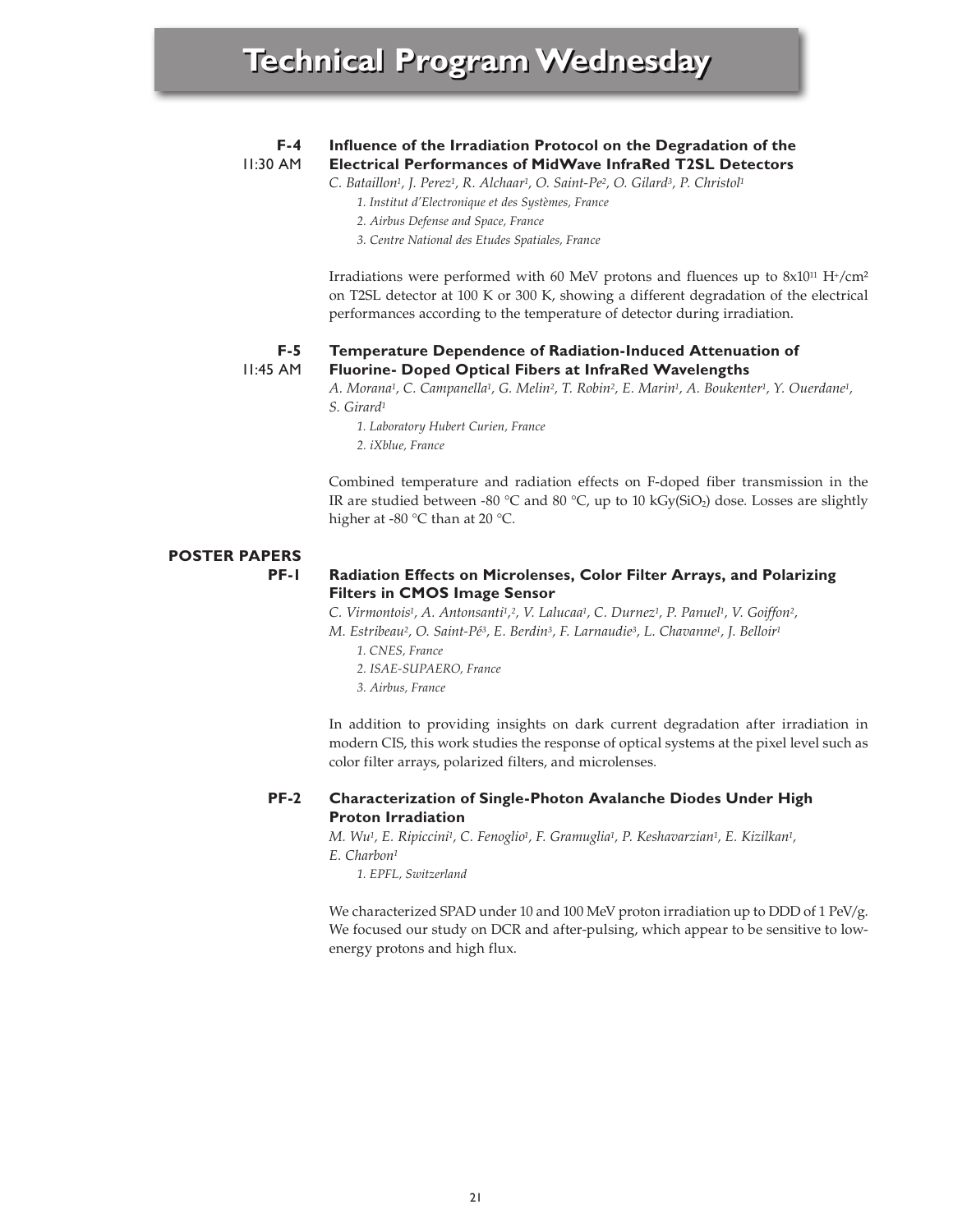# Technical Program Wednesday

**F-4**
11:30 AM

**Influence of the Irradiation Protocol on the Degradation of the Electrical Performances of MidWave InfraRed T2SL Detectors**

*C. Bataillon[1], J. Perez[1], R. Alchaar[1], O. Saint-Pe[2], O. Gilard[3], P. Christol[1]*

*1. Institut d'Electronique et des Systèmes, France*
*2. Airbus Defense and Space, France*
*3. Centre National des Etudes Spatiales, France*

Irradiations were performed with 60 MeV protons and fluences up to $8x10^{11}$ $H^{+}/cm^{2}$ on T2SL detector at 100 K or 300 K, showing a different degradation of the electrical performances according to the temperature of detector during irradiation.

**F-5**
11:45 AM

**Temperature Dependence of Radiation-Induced Attenuation of Fluorine- Doped Optical Fibers at InfraRed Wavelengths**

*A. Morana[1], C. Campanella[1], G. Melin[2], T. Robin[2], E. Marin[1], A. Boukenter[1], Y. Ouerdane[1], S. Girard[1]*

*1. Laboratory Hubert Curien, France*
*2. iXblue, France*

Combined temperature and radiation effects on F-doped fiber transmission in the IR are studied between -80 °C and 80 °C, up to 10 kGy($SiO_2$) dose. Losses are slightly higher at -80 °C than at 20 °C.

## POSTER PAPERS

**PF-1**

**Radiation Effects on Microlenses, Color Filter Arrays, and Polarizing Filters in CMOS Image Sensor**

*C. Virmontois[1], A. Antonsanti[1,2], V. Lalucaa[1], C. Durnez[1], P. Panuel[1], V. Goiffon[2], M. Estribeau[2], O. Saint-Pé[3], E. Berdin[3], F. Larnaudie[3], L. Chavanne[1], J. Belloir[1]*

*1. CNES, France*
*2. ISAE-SUPAERO, France*
*3. Airbus, France*

In addition to providing insights on dark current degradation after irradiation in modern CIS, this work studies the response of optical systems at the pixel level such as color filter arrays, polarized filters, and microlenses.

**PF-2**

**Characterization of Single-Photon Avalanche Diodes Under High Proton Irradiation**

*M. Wu[1], E. Ripiccini[1], C. Fenoglio[1], F. Gramuglia[1], P. Keshavarzian[1], E. Kizilkan[1], E. Charbon[1]*

*1. EPFL, Switzerland*

We characterized SPAD under 10 and 100 MeV proton irradiation up to DDD of 1 PeV/g. We focused our study on DCR and after-pulsing, which appear to be sensitive to low-energy protons and high flux.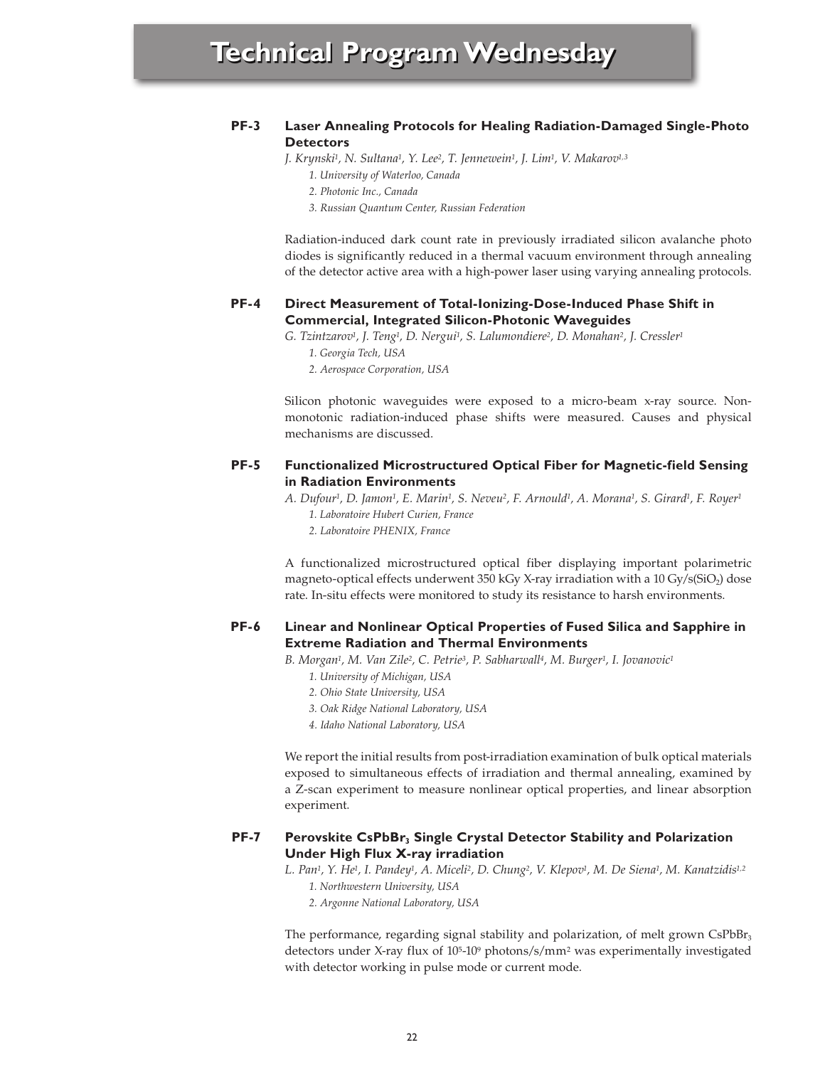# Technical Program Wednesday

**PF-3 Laser Annealing Protocols for Healing Radiation-Damaged Single-Photo Detectors**

*J. Krynski[1], N. Sultana[1], Y. Lee[2], T. Jennewein[1], J. Lim[1], V. Makarov[1,3]*

*1. University of Waterloo, Canada*
*2. Photonic Inc., Canada*
*3. Russian Quantum Center, Russian Federation*

Radiation-induced dark count rate in previously irradiated silicon avalanche photo diodes is significantly reduced in a thermal vacuum environment through annealing of the detector active area with a high-power laser using varying annealing protocols.

**PF-4 Direct Measurement of Total-Ionizing-Dose-Induced Phase Shift in Commercial, Integrated Silicon-Photonic Waveguides**

*G. Tzintzarov[1], J. Teng[1], D. Nergui[1], S. Lalumondiere[2], D. Monahan[2], J. Cressler[1]*

*1. Georgia Tech, USA*
*2. Aerospace Corporation, USA*

Silicon photonic waveguides were exposed to a micro-beam x-ray source. Non-monotonic radiation-induced phase shifts were measured. Causes and physical mechanisms are discussed.

**PF-5 Functionalized Microstructured Optical Fiber for Magnetic-field Sensing in Radiation Environments**

*A. Dufour[1], D. Jamon[1], E. Marin[1], S. Neveu[2], F. Arnould[1], A. Morana[1], S. Girard[1], F. Royer[1]*

*1. Laboratoire Hubert Curien, France*
*2. Laboratoire PHENIX, France*

A functionalized microstructured optical fiber displaying important polarimetric magneto-optical effects underwent 350 kGy X-ray irradiation with a 10 Gy/s($SiO_2$) dose rate. In-situ effects were monitored to study its resistance to harsh environments.

**PF-6 Linear and Nonlinear Optical Properties of Fused Silica and Sapphire in Extreme Radiation and Thermal Environments**

*B. Morgan[1], M. Van Zile[2], C. Petrie[3], P. Sabharwall[4], M. Burger[1], I. Jovanovic[1]*

*1. University of Michigan, USA*
*2. Ohio State University, USA*
*3. Oak Ridge National Laboratory, USA*
*4. Idaho National Laboratory, USA*

We report the initial results from post-irradiation examination of bulk optical materials exposed to simultaneous effects of irradiation and thermal annealing, examined by a Z-scan experiment to measure nonlinear optical properties, and linear absorption experiment.

**PF-7 Perovskite $CsPbBr_3$ Single Crystal Detector Stability and Polarization Under High Flux X-ray irradiation**

*L. Pan[1], Y. He[1], I. Pandey[1], A. Miceli[2], D. Chung[2], V. Klepov[1], M. De Siena[1], M. Kanatzidis[1,2]*

*1. Northwestern University, USA*
*2. Argonne National Laboratory, USA*

The performance, regarding signal stability and polarization, of melt grown $CsPbBr_3$ detectors under X-ray flux of $10^5$-$10^9$ photons/s/mm$^2$ was experimentally investigated with detector working in pulse mode or current mode.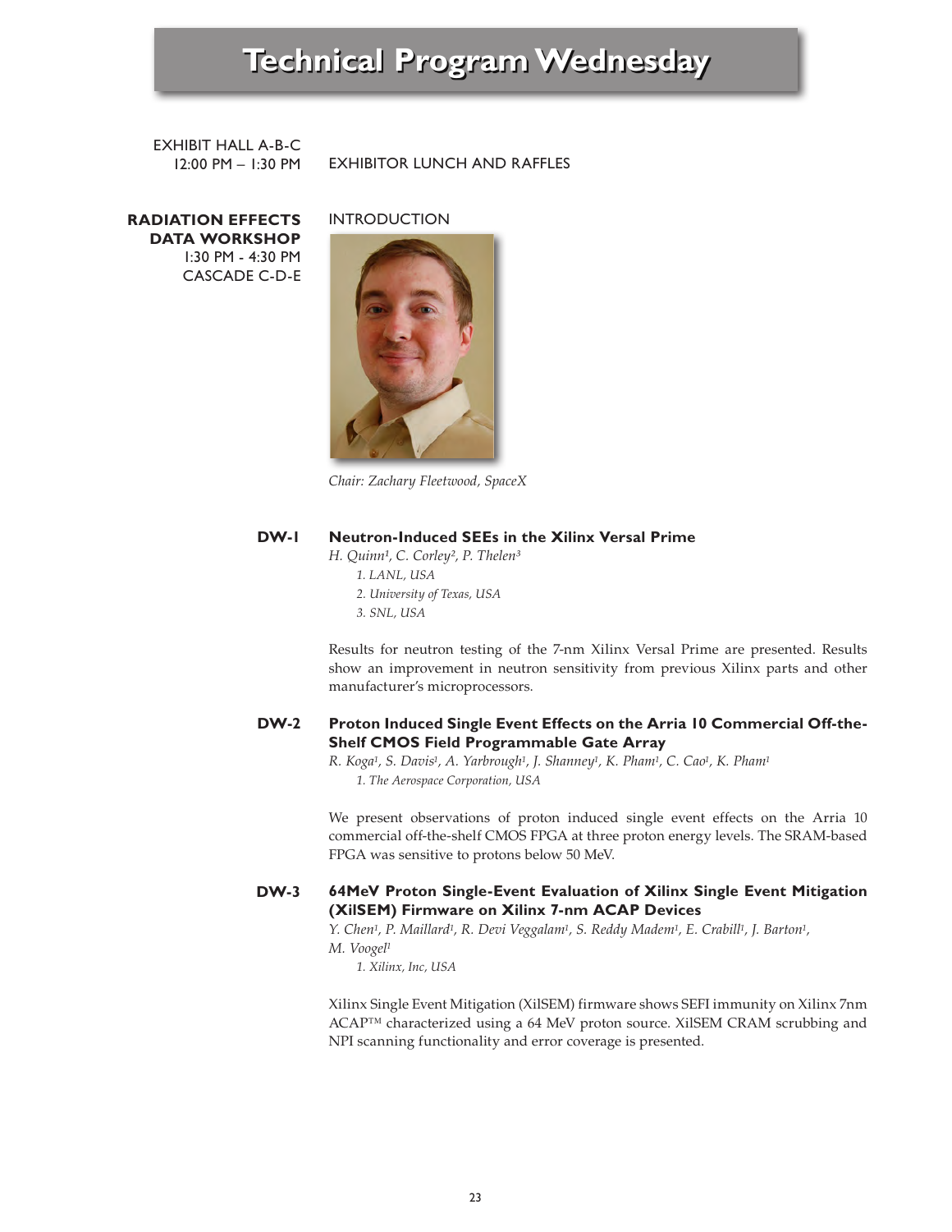# Technical Program Wednesday

EXHIBIT HALL A-B-C
12:00 PM – 1:30 PM

EXHIBITOR LUNCH AND RAFFLES

**RADIATION EFFECTS DATA WORKSHOP**
1:30 PM - 4:30 PM
CASCADE C-D-E

INTRODUCTION

*Chair: Zachary Fleetwood, SpaceX*

**DW-1** **Neutron-Induced SEEs in the Xilinx Versal Prime**

*H. Quinn[1], C. Corley[2], P. Thelen[3]*

*1. LANL, USA*
*2. University of Texas, USA*
*3. SNL, USA*

Results for neutron testing of the 7-nm Xilinx Versal Prime are presented. Results show an improvement in neutron sensitivity from previous Xilinx parts and other manufacturer's microprocessors.

**DW-2** **Proton Induced Single Event Effects on the Arria 10 Commercial Off-the-Shelf CMOS Field Programmable Gate Array**

*R. Koga[1], S. Davis[1], A. Yarbrough[1], J. Shanney[1], K. Pham[1], C. Cao[1], K. Pham[1]*

*1. The Aerospace Corporation, USA*

We present observations of proton induced single event effects on the Arria 10 commercial off-the-shelf CMOS FPGA at three proton energy levels. The SRAM-based FPGA was sensitive to protons below 50 MeV.

**DW-3** **64MeV Proton Single-Event Evaluation of Xilinx Single Event Mitigation (XilSEM) Firmware on Xilinx 7-nm ACAP Devices**

*Y. Chen[1], P. Maillard[1], R. Devi Veggalam[1], S. Reddy Madem[1], E. Crabill[1], J. Barton[1], M. Voogel[1]*

*1. Xilinx, Inc, USA*

Xilinx Single Event Mitigation (XilSEM) firmware shows SEFI immunity on Xilinx 7nm ACAP™ characterized using a 64 MeV proton source. XilSEM CRAM scrubbing and NPI scanning functionality and error coverage is presented.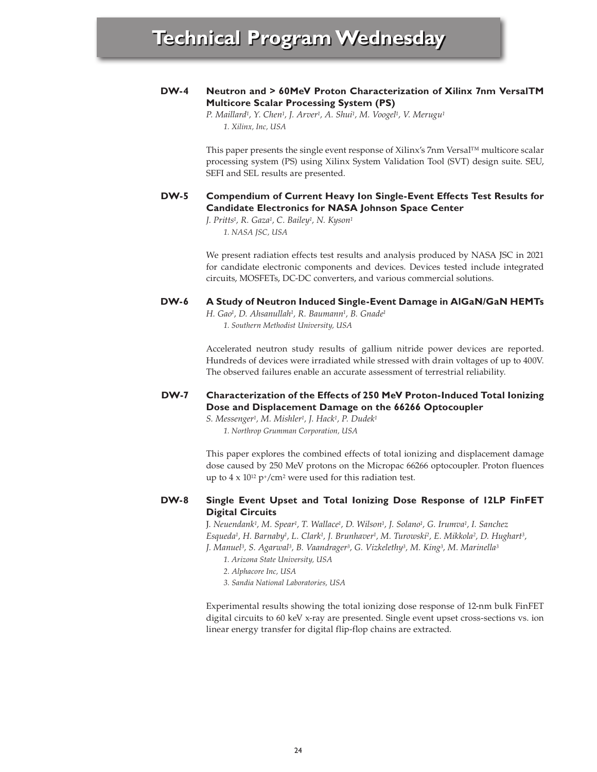# Technical Program Wednesday

**DW-4 Neutron and > 60MeV Proton Characterization of Xilinx 7nm VersalTM Multicore Scalar Processing System (PS)**

*P. Maillard[1], Y. Chen[1], J. Arver[1], A. Shui[1], M. Voogel[1], V. Merugu[1]*

*1. Xilinx, Inc, USA*

This paper presents the single event response of Xilinx's 7nm Versal™ multicore scalar processing system (PS) using Xilinx System Validation Tool (SVT) design suite. SEU, SEFI and SEL results are presented.

**DW-5 Compendium of Current Heavy Ion Single-Event Effects Test Results for Candidate Electronics for NASA Johnson Space Center**

*J. Pritts[1], R. Gaza[1], C. Bailey[1], N. Kyson[1]*

*1. NASA JSC, USA*

We present radiation effects test results and analysis produced by NASA JSC in 2021 for candidate electronic components and devices. Devices tested include integrated circuits, MOSFETs, DC-DC converters, and various commercial solutions.

**DW-6 A Study of Neutron Induced Single-Event Damage in AlGaN/GaN HEMTs**

*H. Gao[1], D. Ahsanullah[1], R. Baumann[1], B. Gnade[1]*

*1. Southern Methodist University, USA*

Accelerated neutron study results of gallium nitride power devices are reported. Hundreds of devices were irradiated while stressed with drain voltages of up to 400V. The observed failures enable an accurate assessment of terrestrial reliability.

**DW-7 Characterization of the Effects of 250 MeV Proton-Induced Total Ionizing Dose and Displacement Damage on the 66266 Optocoupler**

*S. Messenger[1], M. Mishler[1], J. Hack[1], P. Dudek[1]*

*1. Northrop Grumman Corporation, USA*

This paper explores the combined effects of total ionizing and displacement damage dose caused by 250 MeV protons on the Micropac 66266 optocoupler. Proton fluences up to $4 \times 10^{12}$ $p^+/cm^2$ were used for this radiation test.

**DW-8 Single Event Upset and Total Ionizing Dose Response of 12LP FinFET Digital Circuits**

*J. Neuendank[1], M. Spear[1], T. Wallace[1], D. Wilson[1], J. Solano[1], G. Irumva[1], I. Sanchez Esqueda[1], H. Barnaby[1], L. Clark[1], J. Brunhaver[1], M. Turowski[2], E. Mikkola[2], D. Hughart[3], J. Manuel[3], S. Agarwal[3], B. Vaandrager[3], G. Vizkelethy[3], M. King[3], M. Marinella[3]*

*1. Arizona State University, USA*

*2. Alphacore Inc, USA*

*3. Sandia National Laboratories, USA*

Experimental results showing the total ionizing dose response of 12-nm bulk FinFET digital circuits to 60 keV x-ray are presented. Single event upset cross-sections vs. ion linear energy transfer for digital flip-flop chains are extracted.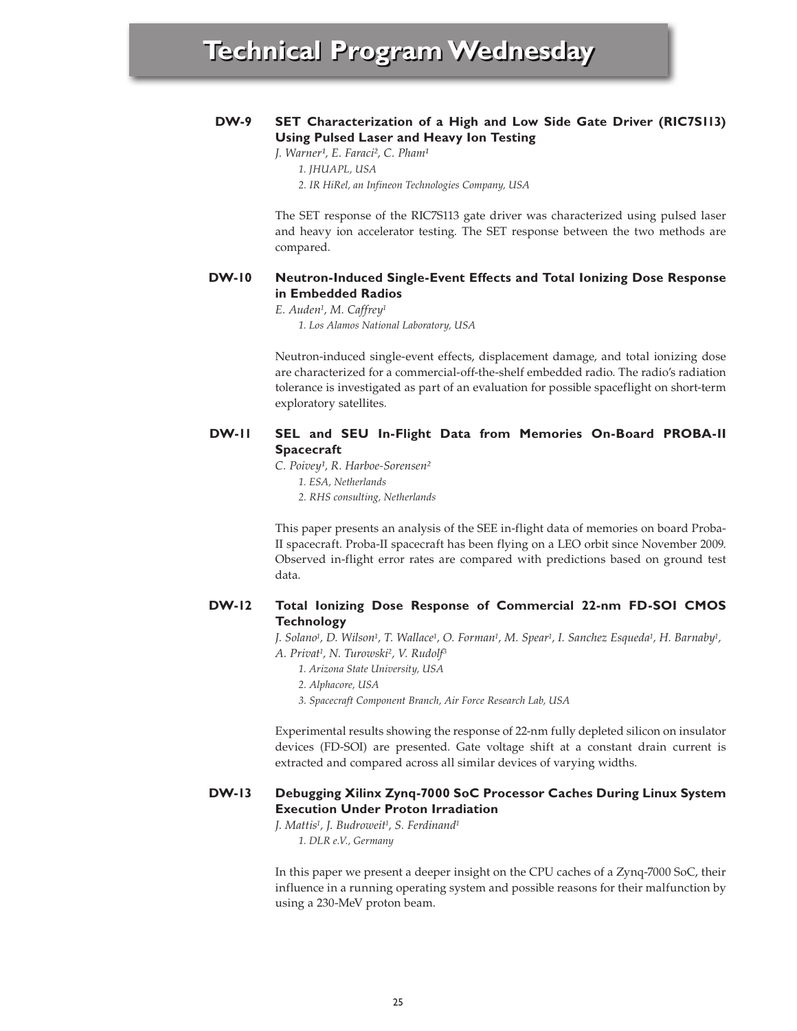# Technical Program Wednesday

**DW-9 SET Characterization of a High and Low Side Gate Driver (RIC7S113) Using Pulsed Laser and Heavy Ion Testing**

*J. Warner[1], E. Faraci[2], C. Pham[1]*

*1. JHUAPL, USA*

*2. IR HiRel, an Infineon Technologies Company, USA*

The SET response of the RIC7S113 gate driver was characterized using pulsed laser and heavy ion accelerator testing. The SET response between the two methods are compared.

**DW-10 Neutron-Induced Single-Event Effects and Total Ionizing Dose Response in Embedded Radios**

*E. Auden[1], M. Caffrey[1]*

*1. Los Alamos National Laboratory, USA*

Neutron-induced single-event effects, displacement damage, and total ionizing dose are characterized for a commercial-off-the-shelf embedded radio. The radio's radiation tolerance is investigated as part of an evaluation for possible spaceflight on short-term exploratory satellites.

**DW-11 SEL and SEU In-Flight Data from Memories On-Board PROBA-II Spacecraft**

*C. Poivey[1], R. Harboe-Sorensen[2]*

*1. ESA, Netherlands*

*2. RHS consulting, Netherlands*

This paper presents an analysis of the SEE in-flight data of memories on board Proba-II spacecraft. Proba-II spacecraft has been flying on a LEO orbit since November 2009. Observed in-flight error rates are compared with predictions based on ground test data.

**DW-12 Total Ionizing Dose Response of Commercial 22-nm FD-SOI CMOS Technology**

*J. Solano[1], D. Wilson[1], T. Wallace[1], O. Forman[1], M. Spear[1], I. Sanchez Esqueda[1], H. Barnaby[1], A. Privat[1], N. Turowski[2], V. Rudolf[3]*

*1. Arizona State University, USA*

*2. Alphacore, USA*

*3. Spacecraft Component Branch, Air Force Research Lab, USA*

Experimental results showing the response of 22-nm fully depleted silicon on insulator devices (FD-SOI) are presented. Gate voltage shift at a constant drain current is extracted and compared across all similar devices of varying widths.

**DW-13 Debugging Xilinx Zynq-7000 SoC Processor Caches During Linux System Execution Under Proton Irradiation**

*J. Mattis[1], J. Budroweit[1], S. Ferdinand[1]*

*1. DLR e.V., Germany*

In this paper we present a deeper insight on the CPU caches of a Zynq-7000 SoC, their influence in a running operating system and possible reasons for their malfunction by using a 230-MeV proton beam.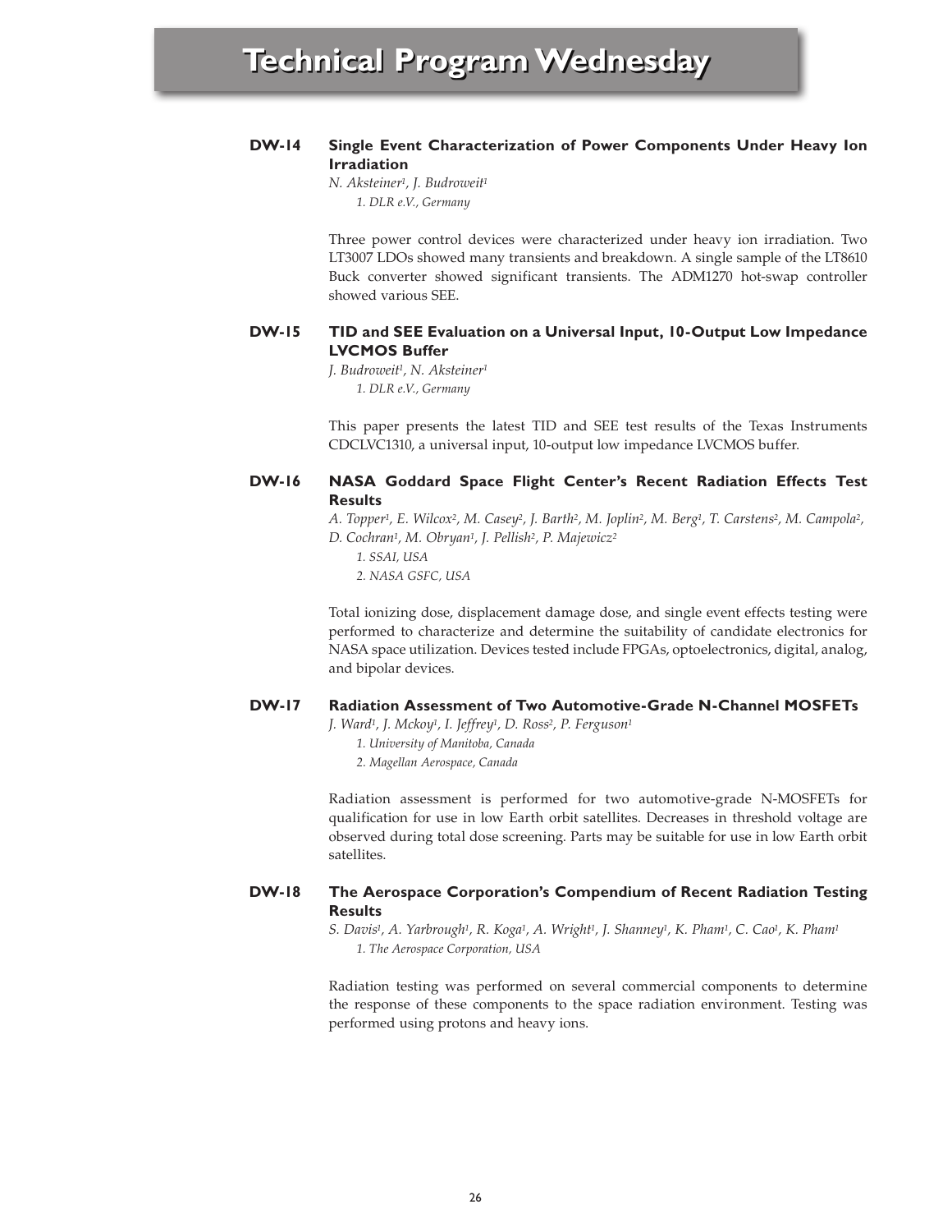# Technical Program Wednesday

**DW-14 Single Event Characterization of Power Components Under Heavy Ion Irradiation**

*N. Aksteiner[1], J. Budroweit[1]*

*1. DLR e.V., Germany*

Three power control devices were characterized under heavy ion irradiation. Two LT3007 LDOs showed many transients and breakdown. A single sample of the LT8610 Buck converter showed significant transients. The ADM1270 hot-swap controller showed various SEE.

**DW-15 TID and SEE Evaluation on a Universal Input, 10-Output Low Impedance LVCMOS Buffer**

*J. Budroweit[1], N. Aksteiner[1]*

*1. DLR e.V., Germany*

This paper presents the latest TID and SEE test results of the Texas Instruments CDCLVC1310, a universal input, 10-output low impedance LVCMOS buffer.

**DW-16 NASA Goddard Space Flight Center's Recent Radiation Effects Test Results**

*A. Topper[1], E. Wilcox[2], M. Casey[2], J. Barth[2], M. Joplin[2], M. Berg[1], T. Carstens[2], M. Campola[2], D. Cochran[1], M. Obryan[1], J. Pellish[2], P. Majewicz[2]*

*1. SSAI, USA*

*2. NASA GSFC, USA*

Total ionizing dose, displacement damage dose, and single event effects testing were performed to characterize and determine the suitability of candidate electronics for NASA space utilization. Devices tested include FPGAs, optoelectronics, digital, analog, and bipolar devices.

**DW-17 Radiation Assessment of Two Automotive-Grade N-Channel MOSFETs**

*J. Ward[1], J. Mckoy[1], I. Jeffrey[1], D. Ross[2], P. Ferguson[1]*

*1. University of Manitoba, Canada*

*2. Magellan Aerospace, Canada*

Radiation assessment is performed for two automotive-grade N-MOSFETs for qualification for use in low Earth orbit satellites. Decreases in threshold voltage are observed during total dose screening. Parts may be suitable for use in low Earth orbit satellites.

**DW-18 The Aerospace Corporation's Compendium of Recent Radiation Testing Results**

*S. Davis[1], A. Yarbrough[1], R. Koga[1], A. Wright[1], J. Shanney[1], K. Pham[1], C. Cao[1], K. Pham[1]*

*1. The Aerospace Corporation, USA*

Radiation testing was performed on several commercial components to determine the response of these components to the space radiation environment. Testing was performed using protons and heavy ions.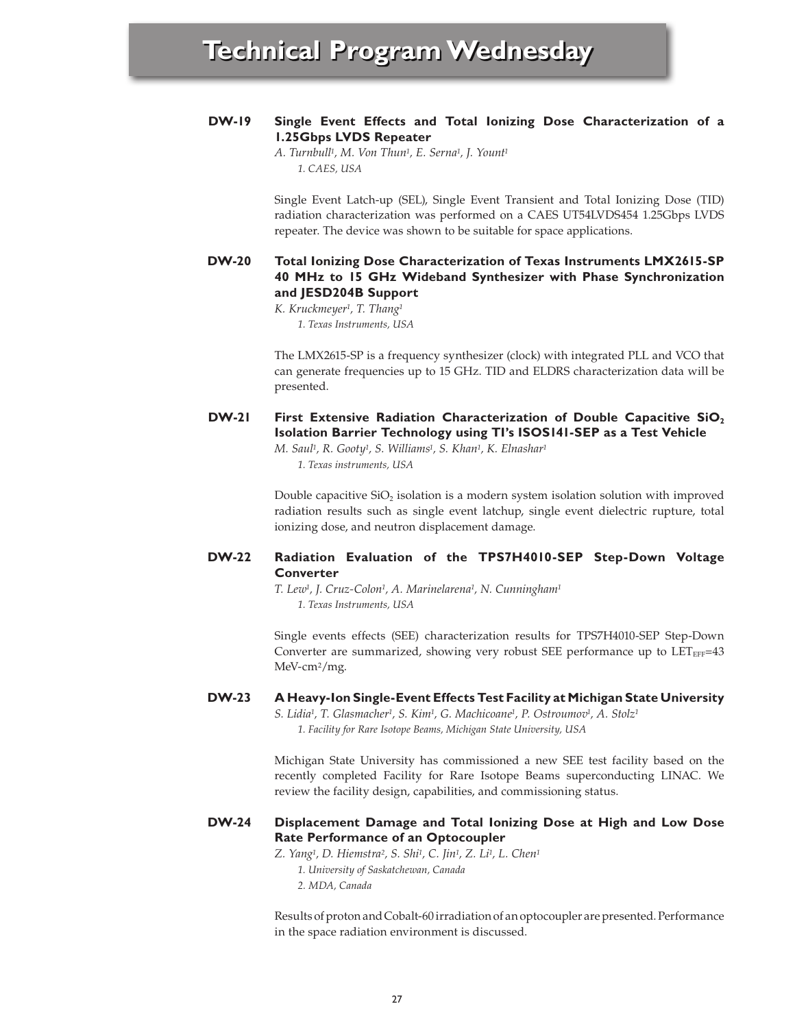# Technical Program Wednesday

**DW-19** **Single Event Effects and Total Ionizing Dose Characterization of a 1.25Gbps LVDS Repeater**

*A. Turnbull[1], M. Von Thun[1], E. Serna[1], J. Yount[1]*

*1. CAES, USA*

Single Event Latch-up (SEL), Single Event Transient and Total Ionizing Dose (TID) radiation characterization was performed on a CAES UT54LVDS454 1.25Gbps LVDS repeater. The device was shown to be suitable for space applications.

**DW-20** **Total Ionizing Dose Characterization of Texas Instruments LMX2615-SP 40 MHz to 15 GHz Wideband Synthesizer with Phase Synchronization and JESD204B Support**

*K. Kruckmeyer[1], T. Thang[1]*

*1. Texas Instruments, USA*

The LMX2615-SP is a frequency synthesizer (clock) with integrated PLL and VCO that can generate frequencies up to 15 GHz. TID and ELDRS characterization data will be presented.

**DW-21** **First Extensive Radiation Characterization of Double Capacitive $SiO_2$ Isolation Barrier Technology using TI's ISOS141-SEP as a Test Vehicle**

*M. Saul[1], R. Gooty[1], S. Williams[1], S. Khan[1], K. Elnashar[1]*

*1. Texas instruments, USA*

Double capacitive $SiO_2$ isolation is a modern system isolation solution with improved radiation results such as single event latchup, single event dielectric rupture, total ionizing dose, and neutron displacement damage.

**DW-22** **Radiation Evaluation of the TPS7H4010-SEP Step-Down Voltage Converter**

*T. Lew[1], J. Cruz-Colon[1], A. Marinelarena[1], N. Cunningham[1]*

*1. Texas Instruments, USA*

Single events effects (SEE) characterization results for TPS7H4010-SEP Step-Down Converter are summarized, showing very robust SEE performance up to $LET_{EFF}$=43 MeV-cm$^2$/mg.

**DW-23** **A Heavy-Ion Single-Event Effects Test Facility at Michigan State University**

*S. Lidia[1], T. Glasmacher[1], S. Kim[1], G. Machicoane[1], P. Ostroumov[1], A. Stolz[1]*

*1. Facility for Rare Isotope Beams, Michigan State University, USA*

Michigan State University has commissioned a new SEE test facility based on the recently completed Facility for Rare Isotope Beams superconducting LINAC. We review the facility design, capabilities, and commissioning status.

**DW-24** **Displacement Damage and Total Ionizing Dose at High and Low Dose Rate Performance of an Optocoupler**

*Z. Yang[1], D. Hiemstra[2], S. Shi[1], C. Jin[1], Z. Li[1], L. Chen[1]*

*1. University of Saskatchewan, Canada*

*2. MDA, Canada*

Results of proton and Cobalt-60 irradiation of an optocoupler are presented. Performance in the space radiation environment is discussed.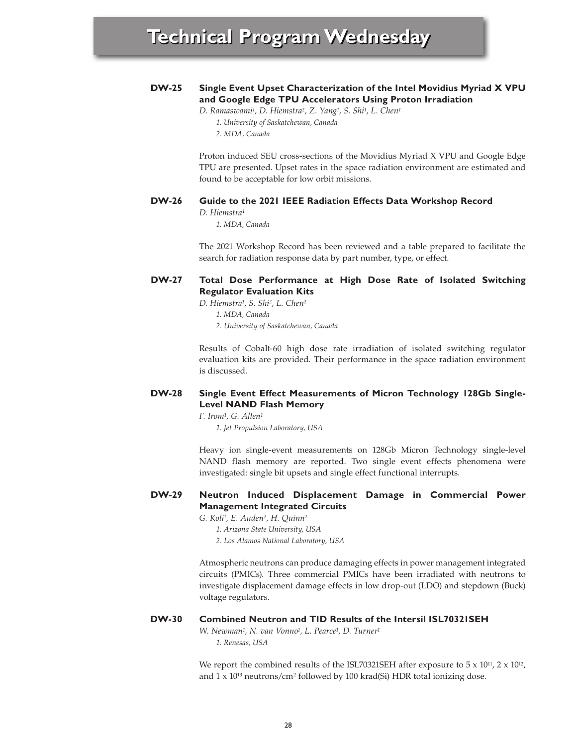# Technical Program Wednesday

**DW-25 Single Event Upset Characterization of the Intel Movidius Myriad X VPU and Google Edge TPU Accelerators Using Proton Irradiation**

*D. Ramaswami[1], D. Hiemstra[2], Z. Yang[1], S. Shi[1], L. Chen[1]*

*1. University of Saskatchewan, Canada*
*2. MDA, Canada*

Proton induced SEU cross-sections of the Movidius Myriad X VPU and Google Edge TPU are presented. Upset rates in the space radiation environment are estimated and found to be acceptable for low orbit missions.

**DW-26 Guide to the 2021 IEEE Radiation Effects Data Workshop Record**

*D. Hiemstra[1]*

*1. MDA, Canada*

The 2021 Workshop Record has been reviewed and a table prepared to facilitate the search for radiation response data by part number, type, or effect.

**DW-27 Total Dose Performance at High Dose Rate of Isolated Switching Regulator Evaluation Kits**

*D. Hiemstra[1], S. Shi[2], L. Chen[2]*

*1. MDA, Canada*
*2. University of Saskatchewan, Canada*

Results of Cobalt-60 high dose rate irradiation of isolated switching regulator evaluation kits are provided. Their performance in the space radiation environment is discussed.

**DW-28 Single Event Effect Measurements of Micron Technology 128Gb Single-Level NAND Flash Memory**

*F. Irom[1], G. Allen[1]*

*1. Jet Propulsion Laboratory, USA*

Heavy ion single-event measurements on 128Gb Micron Technology single-level NAND flash memory are reported. Two single event effects phenomena were investigated: single bit upsets and single effect functional interrupts.

**DW-29 Neutron Induced Displacement Damage in Commercial Power Management Integrated Circuits**

*G. Koli[1], E. Auden[2], H. Quinn[2]*

*1. Arizona State University, USA*
*2. Los Alamos National Laboratory, USA*

Atmospheric neutrons can produce damaging effects in power management integrated circuits (PMICs). Three commercial PMICs have been irradiated with neutrons to investigate displacement damage effects in low drop-out (LDO) and stepdown (Buck) voltage regulators.

**DW-30 Combined Neutron and TID Results of the Intersil ISL70321SEH**

*W. Newman[1], N. van Vonno[1], L. Pearce[1], D. Turner[1]*

*1. Renesas, USA*

We report the combined results of the ISL70321SEH after exposure to $5 \times 10^{11}$, $2 \times 10^{12}$, and $1 \times 10^{13}$ neutrons/cm$^2$ followed by 100 krad(Si) HDR total ionizing dose.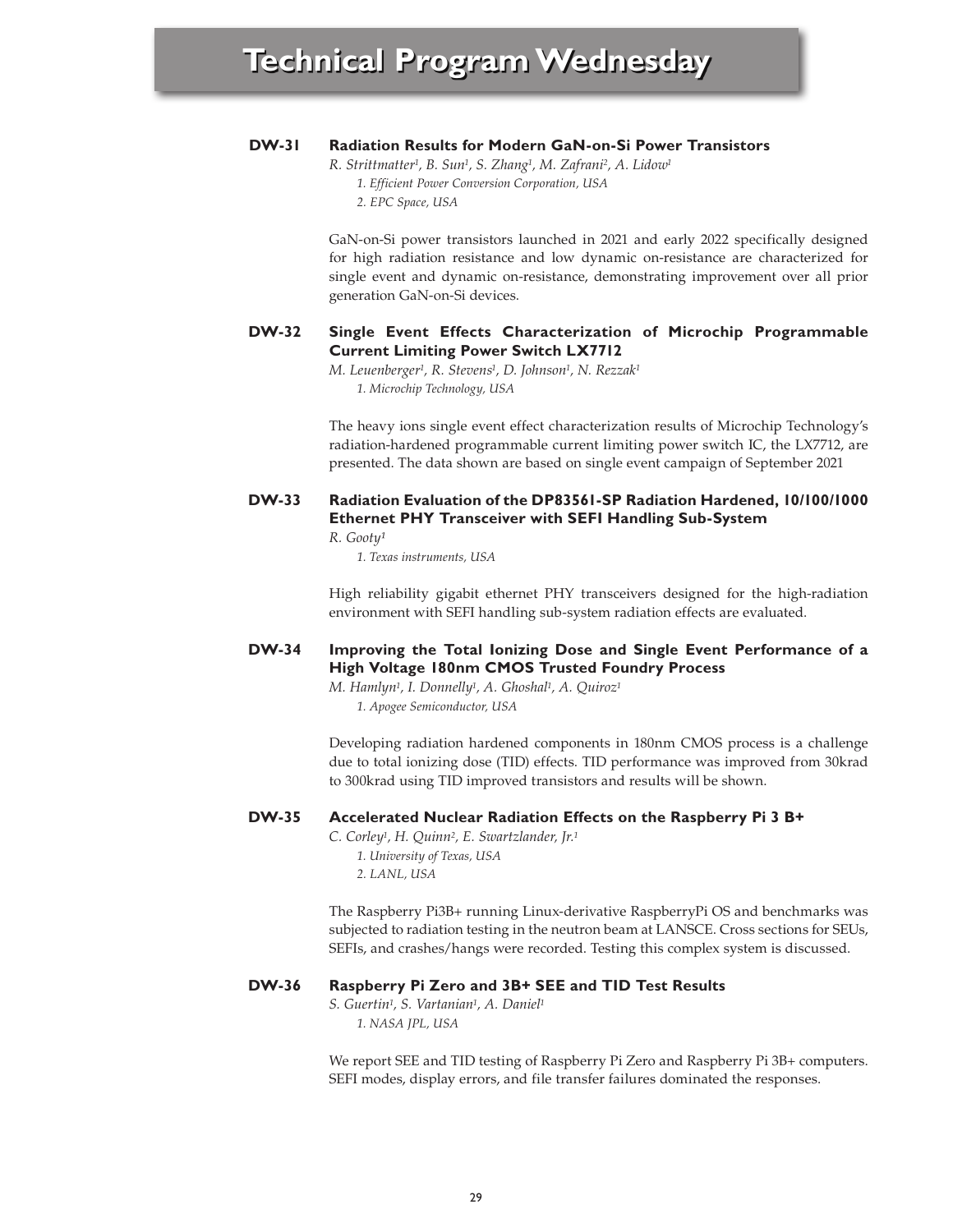# Technical Program Wednesday

### DW-31 Radiation Results for Modern GaN-on-Si Power Transistors

*R. Strittmatter[1], B. Sun[1], S. Zhang[1], M. Zafrani[2], A. Lidow[1]*

*1. Efficient Power Conversion Corporation, USA*

*2. EPC Space, USA*

GaN-on-Si power transistors launched in 2021 and early 2022 specifically designed for high radiation resistance and low dynamic on-resistance are characterized for single event and dynamic on-resistance, demonstrating improvement over all prior generation GaN-on-Si devices.

### DW-32 Single Event Effects Characterization of Microchip Programmable Current Limiting Power Switch LX7712

*M. Leuenberger[1], R. Stevens[1], D. Johnson[1], N. Rezzak[1]*

*1. Microchip Technology, USA*

The heavy ions single event effect characterization results of Microchip Technology's radiation-hardened programmable current limiting power switch IC, the LX7712, are presented. The data shown are based on single event campaign of September 2021

### DW-33 Radiation Evaluation of the DP83561-SP Radiation Hardened, 10/100/1000 Ethernet PHY Transceiver with SEFI Handling Sub-System

*R. Gooty[1]*

*1. Texas instruments, USA*

High reliability gigabit ethernet PHY transceivers designed for the high-radiation environment with SEFI handling sub-system radiation effects are evaluated.

### DW-34 Improving the Total Ionizing Dose and Single Event Performance of a High Voltage 180nm CMOS Trusted Foundry Process

*M. Hamlyn[1], I. Donnelly[1], A. Ghoshal[1], A. Quiroz[1]*

*1. Apogee Semiconductor, USA*

Developing radiation hardened components in 180nm CMOS process is a challenge due to total ionizing dose (TID) effects. TID performance was improved from 30krad to 300krad using TID improved transistors and results will be shown.

### DW-35 Accelerated Nuclear Radiation Effects on the Raspberry Pi 3 B+

*C. Corley[1], H. Quinn[2], E. Swartzlander, Jr.[1]*

*1. University of Texas, USA*

*2. LANL, USA*

The Raspberry Pi3B+ running Linux-derivative RaspberryPi OS and benchmarks was subjected to radiation testing in the neutron beam at LANSCE. Cross sections for SEUs, SEFIs, and crashes/hangs were recorded. Testing this complex system is discussed.

### DW-36 Raspberry Pi Zero and 3B+ SEE and TID Test Results

*S. Guertin[1], S. Vartanian[1], A. Daniel[1]*

*1. NASA JPL, USA*

We report SEE and TID testing of Raspberry Pi Zero and Raspberry Pi 3B+ computers. SEFI modes, display errors, and file transfer failures dominated the responses.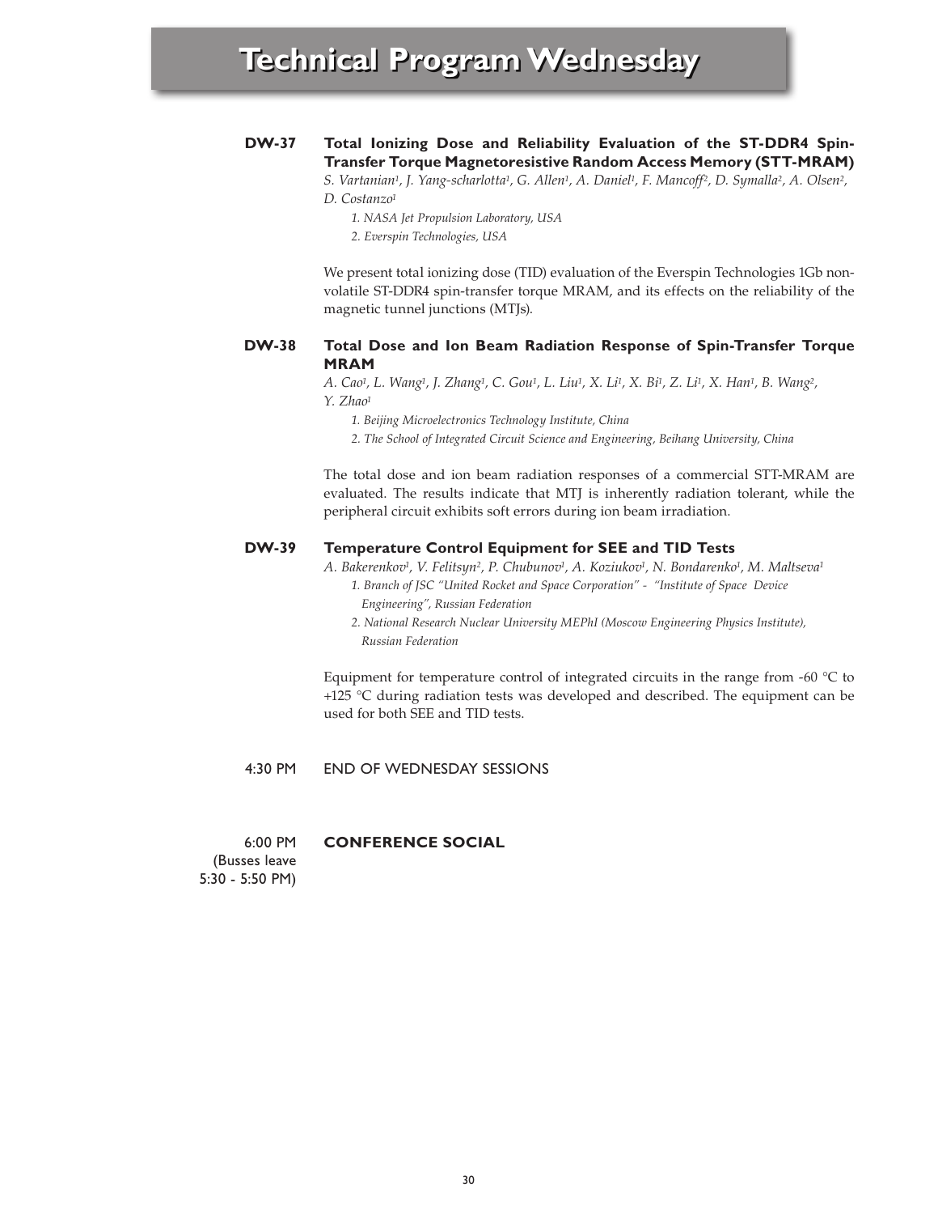# Technical Program Wednesday

**DW-37 Total Ionizing Dose and Reliability Evaluation of the ST-DDR4 Spin-Transfer Torque Magnetoresistive Random Access Memory (STT-MRAM)**

*S. Vartanian[1], J. Yang-scharlotta[1], G. Allen[1], A. Daniel[1], F. Mancoff[2], D. Symalla[2], A. Olsen[2], D. Costanzo[1]*

*1. NASA Jet Propulsion Laboratory, USA*
*2. Everspin Technologies, USA*

We present total ionizing dose (TID) evaluation of the Everspin Technologies 1Gb non-volatile ST-DDR4 spin-transfer torque MRAM, and its effects on the reliability of the magnetic tunnel junctions (MTJs).

**DW-38 Total Dose and Ion Beam Radiation Response of Spin-Transfer Torque MRAM**

*A. Cao[1], L. Wang[1], J. Zhang[1], C. Gou[1], L. Liu[1], X. Li[1], X. Bi[1], Z. Li[1], X. Han[1], B. Wang[2], Y. Zhao[1]*

*1. Beijing Microelectronics Technology Institute, China*
*2. The School of Integrated Circuit Science and Engineering, Beihang University, China*

The total dose and ion beam radiation responses of a commercial STT-MRAM are evaluated. The results indicate that MTJ is inherently radiation tolerant, while the peripheral circuit exhibits soft errors during ion beam irradiation.

**DW-39 Temperature Control Equipment for SEE and TID Tests**

*A. Bakerenkov[1], V. Felitsyn[2], P. Chubunov[1], A. Koziukov[1], N. Bondarenko[1], M. Maltseva[1]*

*1. Branch of JSC "United Rocket and Space Corporation" - "Institute of Space Device Engineering", Russian Federation*
*2. National Research Nuclear University MEPhI (Moscow Engineering Physics Institute), Russian Federation*

Equipment for temperature control of integrated circuits in the range from -60 °C to +125 °C during radiation tests was developed and described. The equipment can be used for both SEE and TID tests.

4:30 PM END OF WEDNESDAY SESSIONS

6:00 PM (Busses leave 5:30 - 5:50 PM) **CONFERENCE SOCIAL**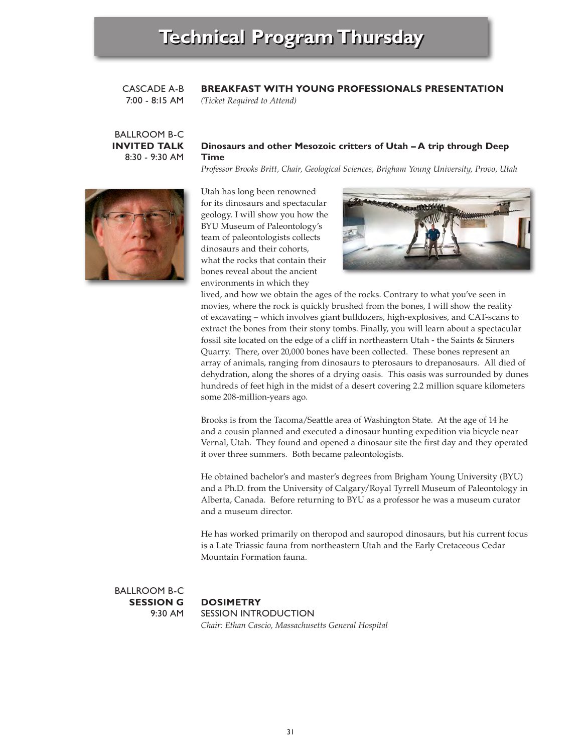# Technical Program Thursday

CASCADE A-B
7:00 - 8:15 AM

**BREAKFAST WITH YOUNG PROFESSIONALS PRESENTATION**
*(Ticket Required to Attend)*

BALLROOM B-C
**INVITED TALK**
8:30 - 9:30 AM

**Dinosaurs and other Mesozoic critters of Utah – A trip through Deep Time**
*Professor Brooks Britt, Chair, Geological Sciences, Brigham Young University, Provo, Utah*

Utah has long been renowned for its dinosaurs and spectacular geology. I will show you how the BYU Museum of Paleontology's team of paleontologists collects dinosaurs and their cohorts, what the rocks that contain their bones reveal about the ancient environments in which they lived, and how we obtain the ages of the rocks. Contrary to what you've seen in movies, where the rock is quickly brushed from the bones, I will show the reality of excavating – which involves giant bulldozers, high-explosives, and CAT-scans to extract the bones from their stony tombs. Finally, you will learn about a spectacular fossil site located on the edge of a cliff in northeastern Utah - the Saints & Sinners Quarry. There, over 20,000 bones have been collected. These bones represent an array of animals, ranging from dinosaurs to pterosaurs to drepanosaurs. All died of dehydration, along the shores of a drying oasis. This oasis was surrounded by dunes hundreds of feet high in the midst of a desert covering 2.2 million square kilometers some 208-million-years ago.

Brooks is from the Tacoma/Seattle area of Washington State. At the age of 14 he and a cousin planned and executed a dinosaur hunting expedition via bicycle near Vernal, Utah. They found and opened a dinosaur site the first day and they operated it over three summers. Both became paleontologists.

He obtained bachelor's and master's degrees from Brigham Young University (BYU) and a Ph.D. from the University of Calgary/Royal Tyrrell Museum of Paleontology in Alberta, Canada. Before returning to BYU as a professor he was a museum curator and a museum director.

He has worked primarily on theropod and sauropod dinosaurs, but his current focus is a Late Triassic fauna from northeastern Utah and the Early Cretaceous Cedar Mountain Formation fauna.

BALLROOM B-C
**SESSION G**
9:30 AM

**DOSIMETRY**
SESSION INTRODUCTION
*Chair: Ethan Cascio, Massachusetts General Hospital*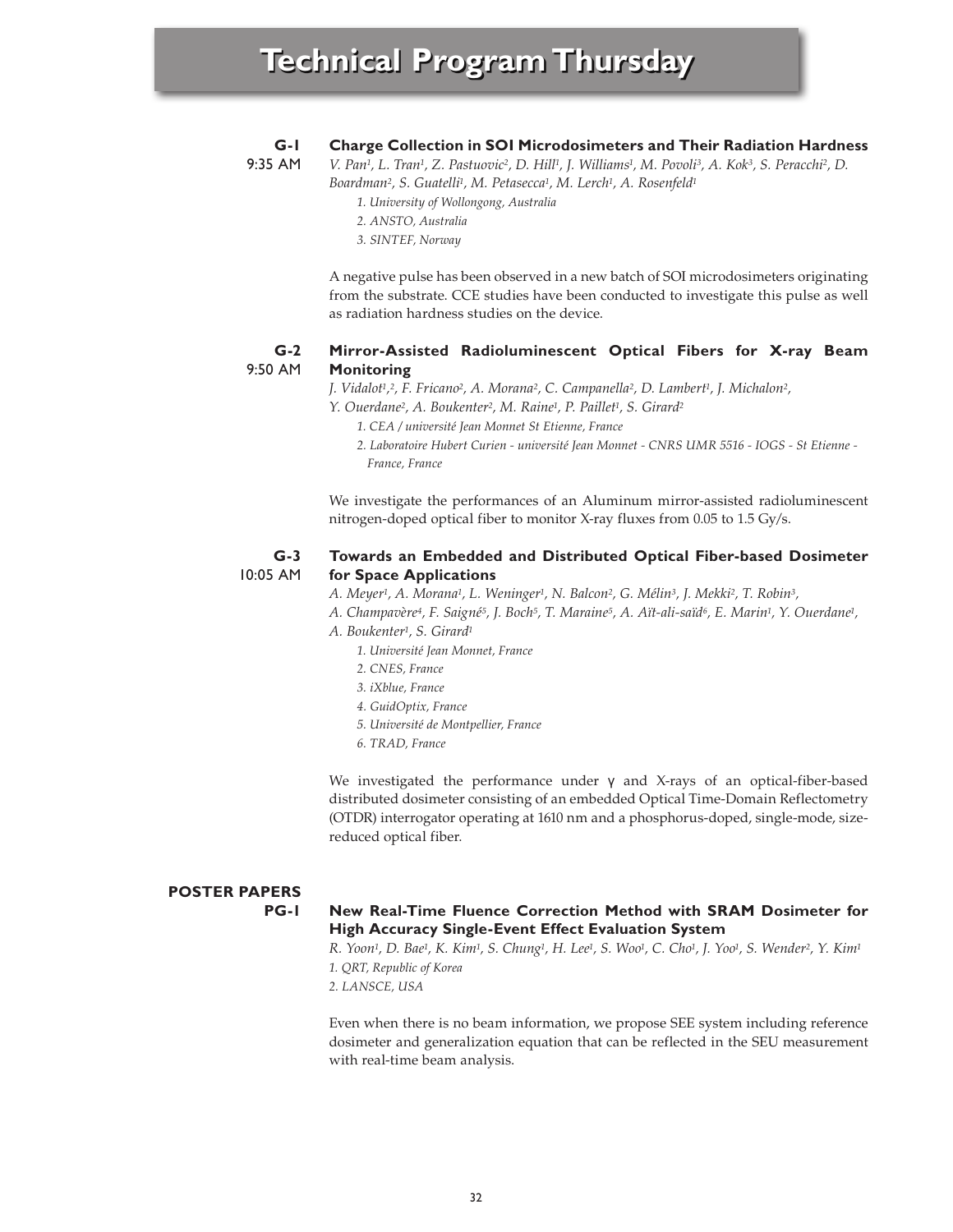# Technical Program Thursday

**G-1** 9:35 AM

### Charge Collection in SOI Microdosimeters and Their Radiation Hardness

*V. Pan[1], L. Tran[1], Z. Pastuovic[2], D. Hill[1], J. Williams[1], M. Povoli[3], A. Kok[3], S. Peracchi[2], D. Boardman[2], S. Guatelli[1], M. Petasecca[1], M. Lerch[1], A. Rosenfeld[1]*

*1. University of Wollongong, Australia*
*2. ANSTO, Australia*
*3. SINTEF, Norway*

A negative pulse has been observed in a new batch of SOI microdosimeters originating from the substrate. CCE studies have been conducted to investigate this pulse as well as radiation hardness studies on the device.

**G-2** 9:50 AM

### Mirror-Assisted Radioluminescent Optical Fibers for X-ray Beam Monitoring

*J. Vidalot[1,2], F. Fricano[2], A. Morana[2], C. Campanella[2], D. Lambert[1], J. Michalon[2], Y. Ouerdane[2], A. Boukenter[2], M. Raine[1], P. Paillet[1], S. Girard[2]*

*1. CEA / université Jean Monnet St Etienne, France*
*2. Laboratoire Hubert Curien - université Jean Monnet - CNRS UMR 5516 - IOGS - St Etienne - France, France*

We investigate the performances of an Aluminum mirror-assisted radioluminescent nitrogen-doped optical fiber to monitor X-ray fluxes from 0.05 to 1.5 Gy/s.

**G-3** 10:05 AM

### Towards an Embedded and Distributed Optical Fiber-based Dosimeter for Space Applications

*A. Meyer[1], A. Morana[1], L. Weninger[1], N. Balcon[2], G. Mélin[3], J. Mekki[2], T. Robin[3], A. Champavère[4], F. Saigné[5], J. Boch[5], T. Maraine[5], A. Aït-ali-saïd[6], E. Marin[1], Y. Ouerdane[1], A. Boukenter[1], S. Girard[1]*

*1. Université Jean Monnet, France*
*2. CNES, France*
*3. iXblue, France*
*4. GuidOptix, France*
*5. Université de Montpellier, France*
*6. TRAD, France*

We investigated the performance under γ and X-rays of an optical-fiber-based distributed dosimeter consisting of an embedded Optical Time-Domain Reflectometry (OTDR) interrogator operating at 1610 nm and a phosphorus-doped, single-mode, size-reduced optical fiber.

## POSTER PAPERS

**PG-1**

### New Real-Time Fluence Correction Method with SRAM Dosimeter for High Accuracy Single-Event Effect Evaluation System

*R. Yoon[1], D. Bae[1], K. Kim[1], S. Chung[1], H. Lee[1], S. Woo[1], C. Cho[1], J. Yoo[1], S. Wender[2], Y. Kim[1]*

*1. QRT, Republic of Korea*
*2. LANSCE, USA*

Even when there is no beam information, we propose SEE system including reference dosimeter and generalization equation that can be reflected in the SEU measurement with real-time beam analysis.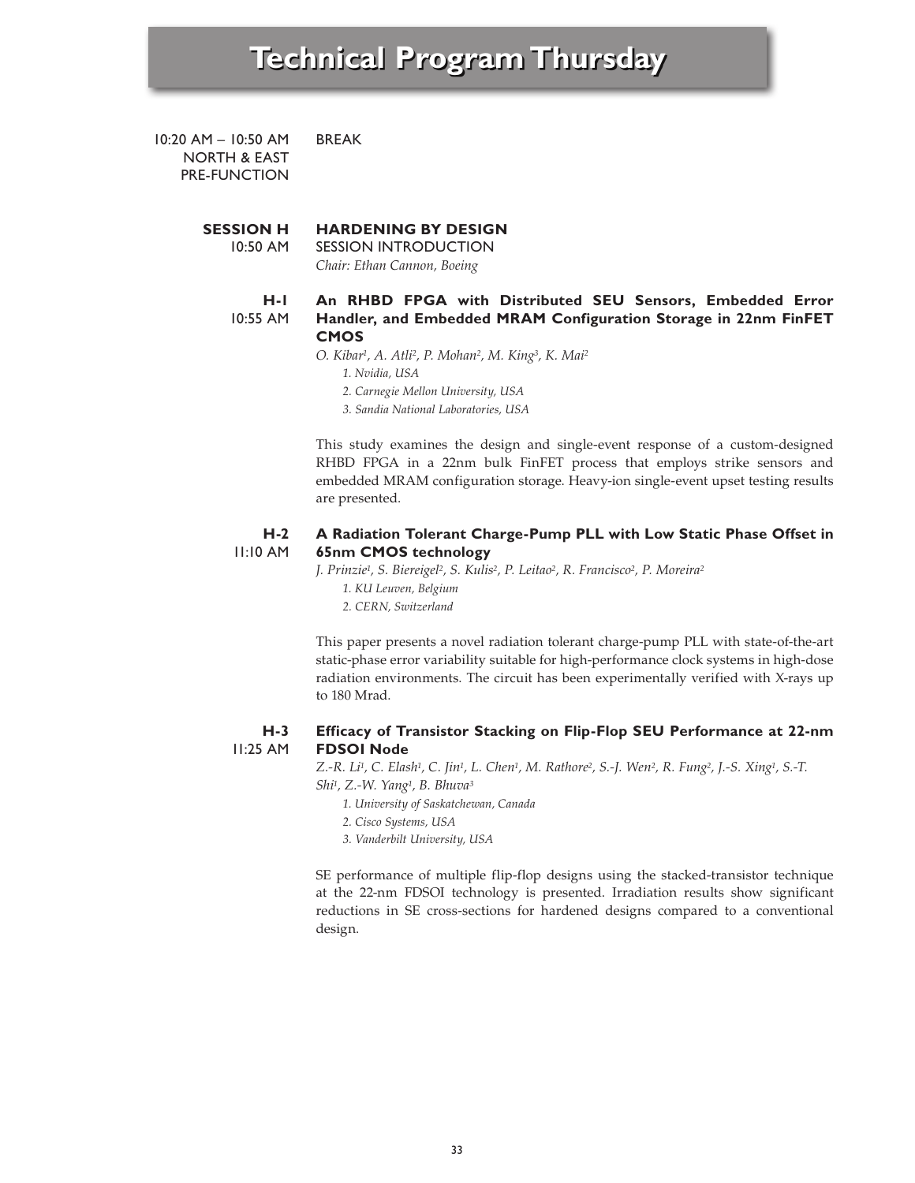# Technical Program Thursday

10:20 AM – 10:50 AM
NORTH & EAST PRE-FUNCTION

BREAK

## SESSION H — HARDENING BY DESIGN

10:50 AM

SESSION INTRODUCTION

*Chair: Ethan Cannon, Boeing*

### H-1 — 10:55 AM

**An RHBD FPGA with Distributed SEU Sensors, Embedded Error Handler, and Embedded MRAM Configuration Storage in 22nm FinFET CMOS**

*O. Kibar[1], A. Atli[2], P. Mohan[2], M. King[3], K. Mai[2]*

1. *Nvidia, USA*
2. *Carnegie Mellon University, USA*
3. *Sandia National Laboratories, USA*

This study examines the design and single-event response of a custom-designed RHBD FPGA in a 22nm bulk FinFET process that employs strike sensors and embedded MRAM configuration storage. Heavy-ion single-event upset testing results are presented.

### H-2 — 11:10 AM

**A Radiation Tolerant Charge-Pump PLL with Low Static Phase Offset in 65nm CMOS technology**

*J. Prinzie[1], S. Biereigel[2], S. Kulis[2], P. Leitao[2], R. Francisco[2], P. Moreira[2]*

1. *KU Leuven, Belgium*
2. *CERN, Switzerland*

This paper presents a novel radiation tolerant charge-pump PLL with state-of-the-art static-phase error variability suitable for high-performance clock systems in high-dose radiation environments. The circuit has been experimentally verified with X-rays up to 180 Mrad.

### H-3 — 11:25 AM

**Efficacy of Transistor Stacking on Flip-Flop SEU Performance at 22-nm FDSOI Node**

*Z.-R. Li[1], C. Elash[1], C. Jin[1], L. Chen[1], M. Rathore[2], S.-J. Wen[2], R. Fung[2], J.-S. Xing[1], S.-T. Shi[1], Z.-W. Yang[1], B. Bhuva[3]*

1. *University of Saskatchewan, Canada*
2. *Cisco Systems, USA*
3. *Vanderbilt University, USA*

SE performance of multiple flip-flop designs using the stacked-transistor technique at the 22-nm FDSOI technology is presented. Irradiation results show significant reductions in SE cross-sections for hardened designs compared to a conventional design.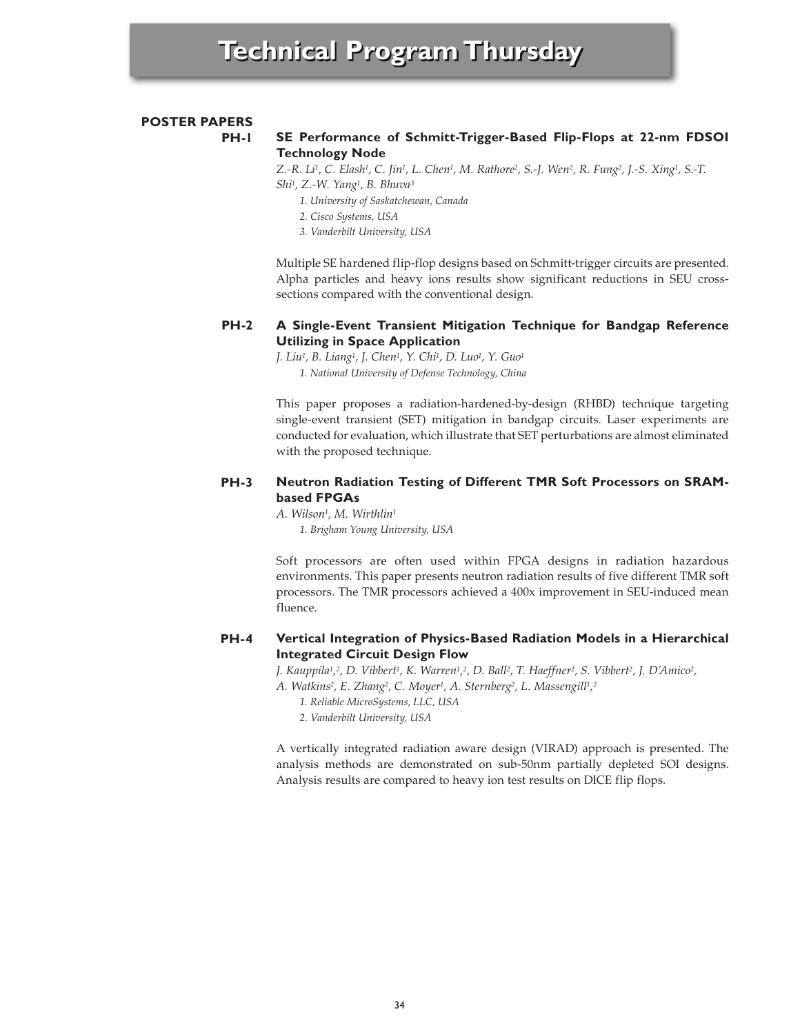# Technical Program Thursday

## POSTER PAPERS

### PH-1 SE Performance of Schmitt-Trigger-Based Flip-Flops at 22-nm FDSOI Technology Node

*Z.-R. Li[1], C. Elash[1], C. Jin[1], L. Chen[1], M. Rathore[2], S.-J. Wen[2], R. Fung[2], J.-S. Xing[1], S.-T. Shi[1], Z.-W. Yang[1], B. Bhuva[3]*

*1. University of Saskatchewan, Canada*
*2. Cisco Systems, USA*
*3. Vanderbilt University, USA*

Multiple SE hardened flip-flop designs based on Schmitt-trigger circuits are presented. Alpha particles and heavy ions results show significant reductions in SEU cross-sections compared with the conventional design.

### PH-2 A Single-Event Transient Mitigation Technique for Bandgap Reference Utilizing in Space Application

*J. Liu[1], B. Liang[1], J. Chen[1], Y. Chi[1], D. Luo[1], Y. Guo[1]*

*1. National University of Defense Technology, China*

This paper proposes a radiation-hardened-by-design (RHBD) technique targeting single-event transient (SET) mitigation in bandgap circuits. Laser experiments are conducted for evaluation, which illustrate that SET perturbations are almost eliminated with the proposed technique.

### PH-3 Neutron Radiation Testing of Different TMR Soft Processors on SRAM-based FPGAs

*A. Wilson[1], M. Wirthlin[1]*

*1. Brigham Young University, USA*

Soft processors are often used within FPGA designs in radiation hazardous environments. This paper presents neutron radiation results of five different TMR soft processors. The TMR processors achieved a 400x improvement in SEU-induced mean fluence.

### PH-4 Vertical Integration of Physics-Based Radiation Models in a Hierarchical Integrated Circuit Design Flow

*J. Kauppila[1,2], D. Vibbert[1], K. Warren[1,2], D. Ball[2], T. Haeffner[2], S. Vibbert[2], J. D'Amico[2], A. Watkins[2], E. Zhang[2], C. Moyer[1], A. Sternberg[2], L. Massengill[1,2]*

*1. Reliable MicroSystems, LLC, USA*
*2. Vanderbilt University, USA*

A vertically integrated radiation aware design (VIRAD) approach is presented. The analysis methods are demonstrated on sub-50nm partially depleted SOI designs. Analysis results are compared to heavy ion test results on DICE flip flops.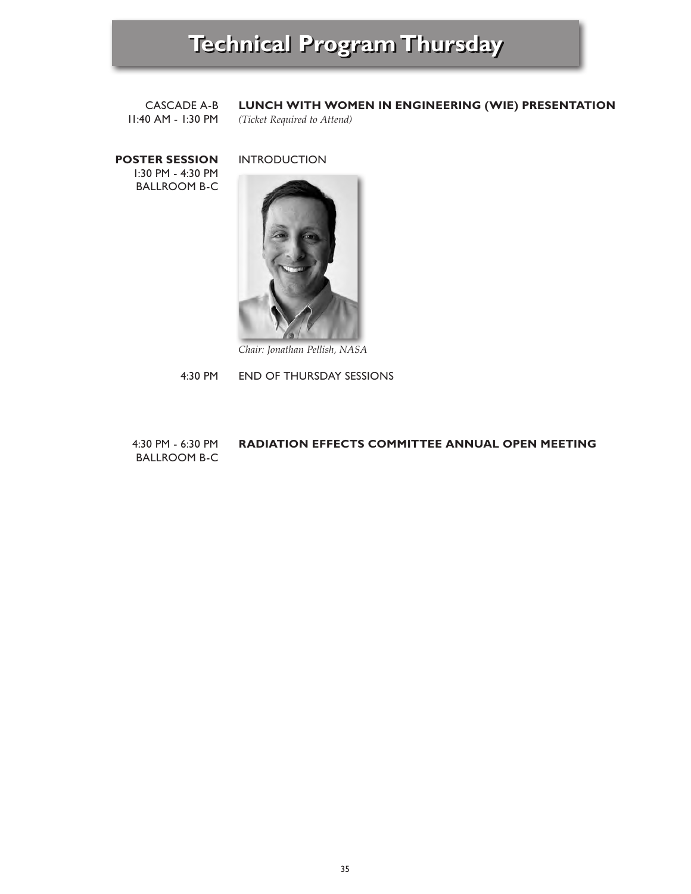# Technical Program Thursday

CASCADE A-B
11:40 AM - 1:30 PM

**LUNCH WITH WOMEN IN ENGINEERING (WIE) PRESENTATION**
*(Ticket Required to Attend)*

**POSTER SESSION**
1:30 PM - 4:30 PM
BALLROOM B-C

INTRODUCTION

*Chair: Jonathan Pellish, NASA*

4:30 PM — END OF THURSDAY SESSIONS

4:30 PM - 6:30 PM
BALLROOM B-C

**RADIATION EFFECTS COMMITTEE ANNUAL OPEN MEETING**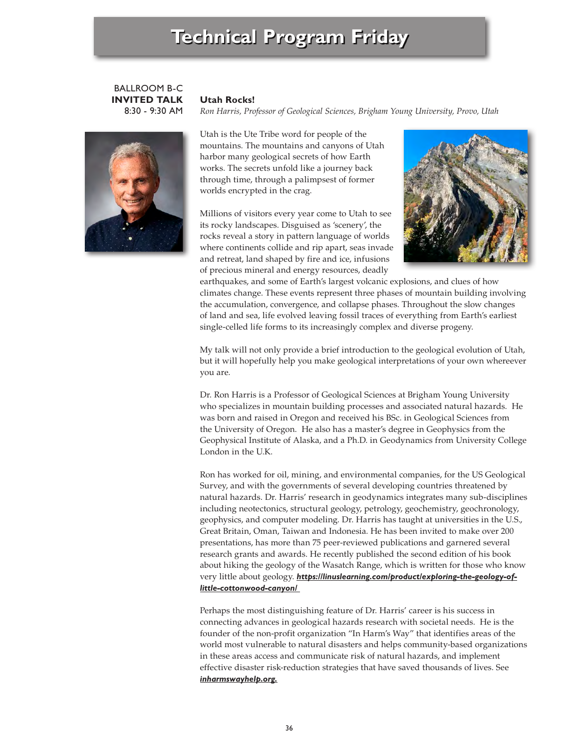# Technical Program Friday

BALLROOM B-C
**INVITED TALK**
8:30 - 9:30 AM

**Utah Rocks!**
*Ron Harris, Professor of Geological Sciences, Brigham Young University, Provo, Utah*

Utah is the Ute Tribe word for people of the mountains. The mountains and canyons of Utah harbor many geological secrets of how Earth works. The secrets unfold like a journey back through time, through a palimpsest of former worlds encrypted in the crag.

Millions of visitors every year come to Utah to see its rocky landscapes. Disguised as 'scenery', the rocks reveal a story in pattern language of worlds where continents collide and rip apart, seas invade and retreat, land shaped by fire and ice, infusions of precious mineral and energy resources, deadly earthquakes, and some of Earth's largest volcanic explosions, and clues of how climates change. These events represent three phases of mountain building involving the accumulation, convergence, and collapse phases. Throughout the slow changes of land and sea, life evolved leaving fossil traces of everything from Earth's earliest single-celled life forms to its increasingly complex and diverse progeny.

My talk will not only provide a brief introduction to the geological evolution of Utah, but it will hopefully help you make geological interpretations of your own whereever you are.

Dr. Ron Harris is a Professor of Geological Sciences at Brigham Young University who specializes in mountain building processes and associated natural hazards. He was born and raised in Oregon and received his BSc. in Geological Sciences from the University of Oregon. He also has a master's degree in Geophysics from the Geophysical Institute of Alaska, and a Ph.D. in Geodynamics from University College London in the U.K.

Ron has worked for oil, mining, and environmental companies, for the US Geological Survey, and with the governments of several developing countries threatened by natural hazards. Dr. Harris' research in geodynamics integrates many sub-disciplines including neotectonics, structural geology, petrology, geochemistry, geochronology, geophysics, and computer modeling. Dr. Harris has taught at universities in the U.S., Great Britain, Oman, Taiwan and Indonesia. He has been invited to make over 200 presentations, has more than 75 peer-reviewed publications and garnered several research grants and awards. He recently published the second edition of his book about hiking the geology of the Wasatch Range, which is written for those who know very little about geology. ***https://linuslearning.com/product/exploring-the-geology-of-little-cottonwood-canyon/***

Perhaps the most distinguishing feature of Dr. Harris' career is his success in connecting advances in geological hazards research with societal needs. He is the founder of the non-profit organization "In Harm's Way" that identifies areas of the world most vulnerable to natural disasters and helps community-based organizations in these areas access and communicate risk of natural hazards, and implement effective disaster risk-reduction strategies that have saved thousands of lives. See ***inharmswayhelp.org.***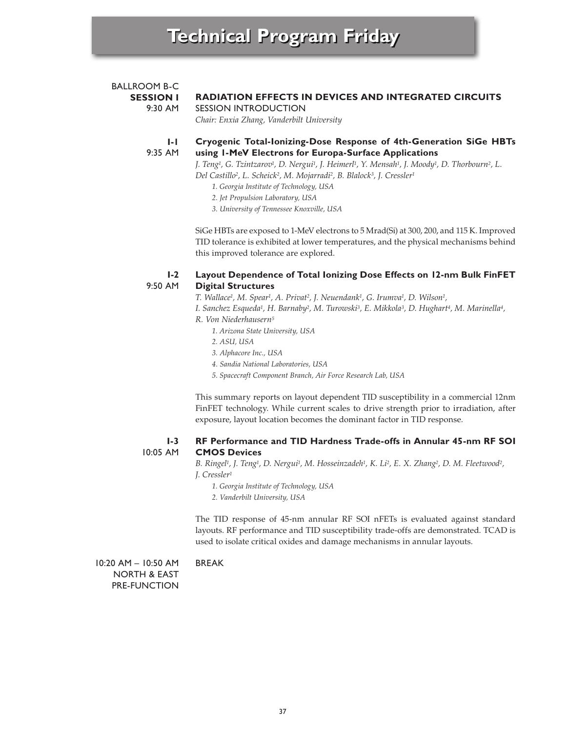# Technical Program Friday

BALLROOM B-C
**SESSION I** — **RADIATION EFFECTS IN DEVICES AND INTEGRATED CIRCUITS**
9:30 AM — SESSION INTRODUCTION
*Chair: Enxia Zhang, Vanderbilt University*

**I-1**
9:35 AM

**Cryogenic Total-Ionizing-Dose Response of 4th-Generation SiGe HBTs using 1-MeV Electrons for Europa-Surface Applications**

*J. Teng[1], G. Tzintzarov[1], D. Nergui[1], J. Heimerl[1], Y. Mensah[1], J. Moody[1], D. Thorbourn[2], L. Del Castillo[2], L. Scheick[2], M. Mojarradi[2], B. Blalock[3], J. Cressler[1]*

1. *Georgia Institute of Technology, USA*
2. *Jet Propulsion Laboratory, USA*
3. *University of Tennessee Knoxville, USA*

SiGe HBTs are exposed to 1-MeV electrons to 5 Mrad(Si) at 300, 200, and 115 K. Improved TID tolerance is exhibited at lower temperatures, and the physical mechanisms behind this improved tolerance are explored.

**I-2**
9:50 AM

**Layout Dependence of Total Ionizing Dose Effects on 12-nm Bulk FinFET Digital Structures**

*T. Wallace[1], M. Spear[1], A. Privat[2], J. Neuendank[1], G. Irumva[1], D. Wilson[1], I. Sanchez Esqueda[1], H. Barnaby[2], M. Turowski[3], E. Mikkola[3], D. Hughart[4], M. Marinella[4], R. Von Niederhausern[5]*

1. *Arizona State University, USA*
2. *ASU, USA*
3. *Alphacore Inc., USA*
4. *Sandia National Laboratories, USA*
5. *Spacecraft Component Branch, Air Force Research Lab, USA*

This summary reports on layout dependent TID susceptibility in a commercial 12nm FinFET technology. While current scales to drive strength prior to irradiation, after exposure, layout location becomes the dominant factor in TID response.

**I-3**
10:05 AM

**RF Performance and TID Hardness Trade-offs in Annular 45-nm RF SOI CMOS Devices**

*B. Ringel[1], J. Teng[1], D. Nergui[1], M. Hosseinzadeh[1], K. Li[2], E. X. Zhang[2], D. M. Fleetwood[2], J. Cressler[1]*

1. *Georgia Institute of Technology, USA*
2. *Vanderbilt University, USA*

The TID response of 45-nm annular RF SOI nFETs is evaluated against standard layouts. RF performance and TID susceptibility trade-offs are demonstrated. TCAD is used to isolate critical oxides and damage mechanisms in annular layouts.

10:20 AM – 10:50 AM
NORTH & EAST PRE-FUNCTION — BREAK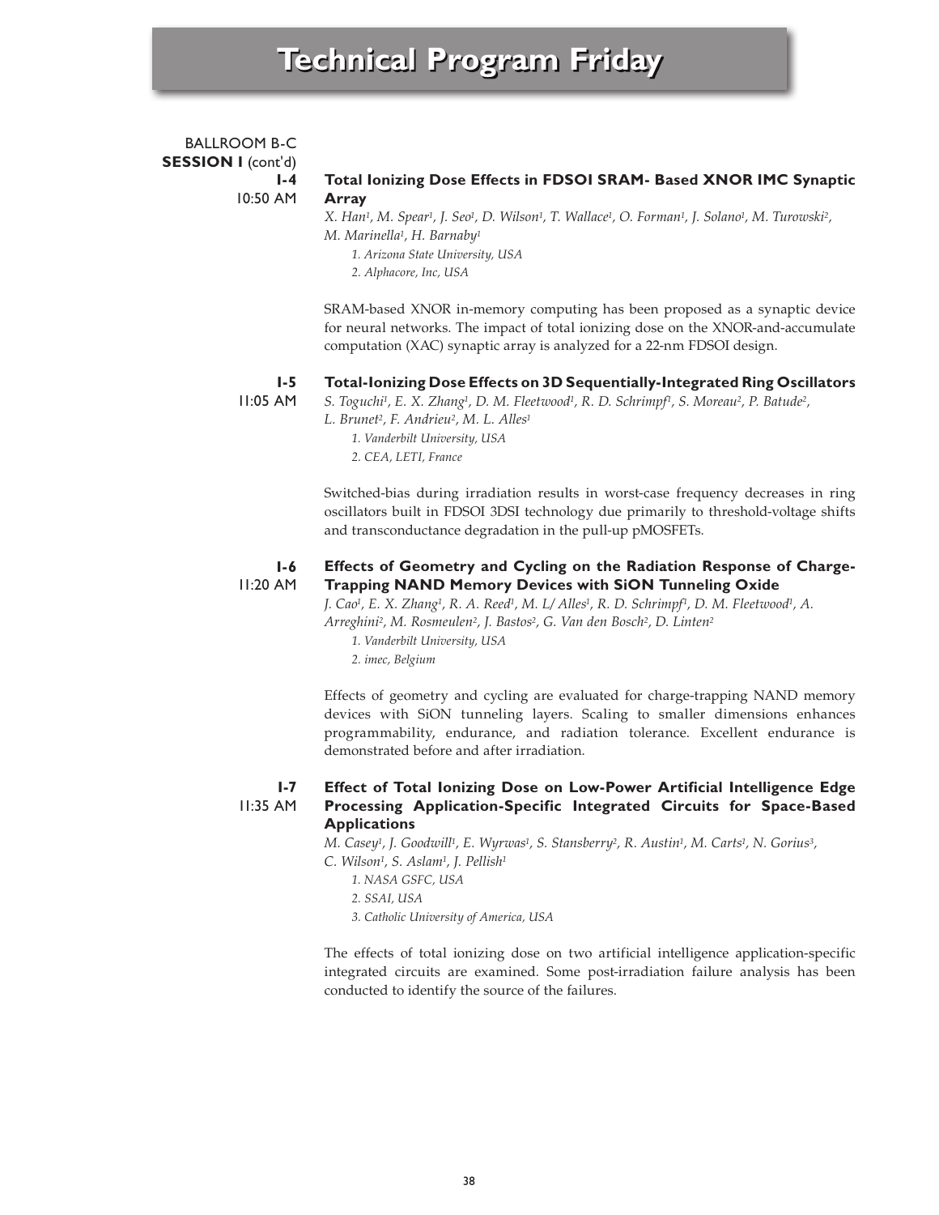# Technical Program Friday

BALLROOM B-C
**SESSION I** (cont'd)

**I-4**
10:50 AM

**Total Ionizing Dose Effects in FDSOI SRAM- Based XNOR IMC Synaptic Array**

*X. Han[1], M. Spear[1], J. Seo[1], D. Wilson[1], T. Wallace[1], O. Forman[1], J. Solano[1], M. Turowski[2], M. Marinella[1], H. Barnaby[1]*

*1. Arizona State University, USA*
*2. Alphacore, Inc, USA*

SRAM-based XNOR in-memory computing has been proposed as a synaptic device for neural networks. The impact of total ionizing dose on the XNOR-and-accumulate computation (XAC) synaptic array is analyzed for a 22-nm FDSOI design.

**I-5**
11:05 AM

**Total-Ionizing Dose Effects on 3D Sequentially-Integrated Ring Oscillators**

*S. Toguchi[1], E. X. Zhang[1], D. M. Fleetwood[1], R. D. Schrimpf[1], S. Moreau[2], P. Batude[2], L. Brunet[2], F. Andrieu[2], M. L. Alles[1]*

*1. Vanderbilt University, USA*
*2. CEA, LETI, France*

Switched-bias during irradiation results in worst-case frequency decreases in ring oscillators built in FDSOI 3DSI technology due primarily to threshold-voltage shifts and transconductance degradation in the pull-up pMOSFETs.

**I-6**
11:20 AM

**Effects of Geometry and Cycling on the Radiation Response of Charge-Trapping NAND Memory Devices with SiON Tunneling Oxide**

*J. Cao[1], E. X. Zhang[1], R. A. Reed[1], M. L/ Alles[1], R. D. Schrimpf[1], D. M. Fleetwood[1], A. Arreghini[2], M. Rosmeulen[2], J. Bastos[2], G. Van den Bosch[2], D. Linten[2]*

*1. Vanderbilt University, USA*
*2. imec, Belgium*

Effects of geometry and cycling are evaluated for charge-trapping NAND memory devices with SiON tunneling layers. Scaling to smaller dimensions enhances programmability, endurance, and radiation tolerance. Excellent endurance is demonstrated before and after irradiation.

**I-7**
11:35 AM

**Effect of Total Ionizing Dose on Low-Power Artificial Intelligence Edge Processing Application-Specific Integrated Circuits for Space-Based Applications**

*M. Casey[1], J. Goodwill[1], E. Wyrwas[1], S. Stansberry[2], R. Austin[1], M. Carts[1], N. Gorius[3], C. Wilson[1], S. Aslam[1], J. Pellish[1]*

*1. NASA GSFC, USA*
*2. SSAI, USA*
*3. Catholic University of America, USA*

The effects of total ionizing dose on two artificial intelligence application-specific integrated circuits are examined. Some post-irradiation failure analysis has been conducted to identify the source of the failures.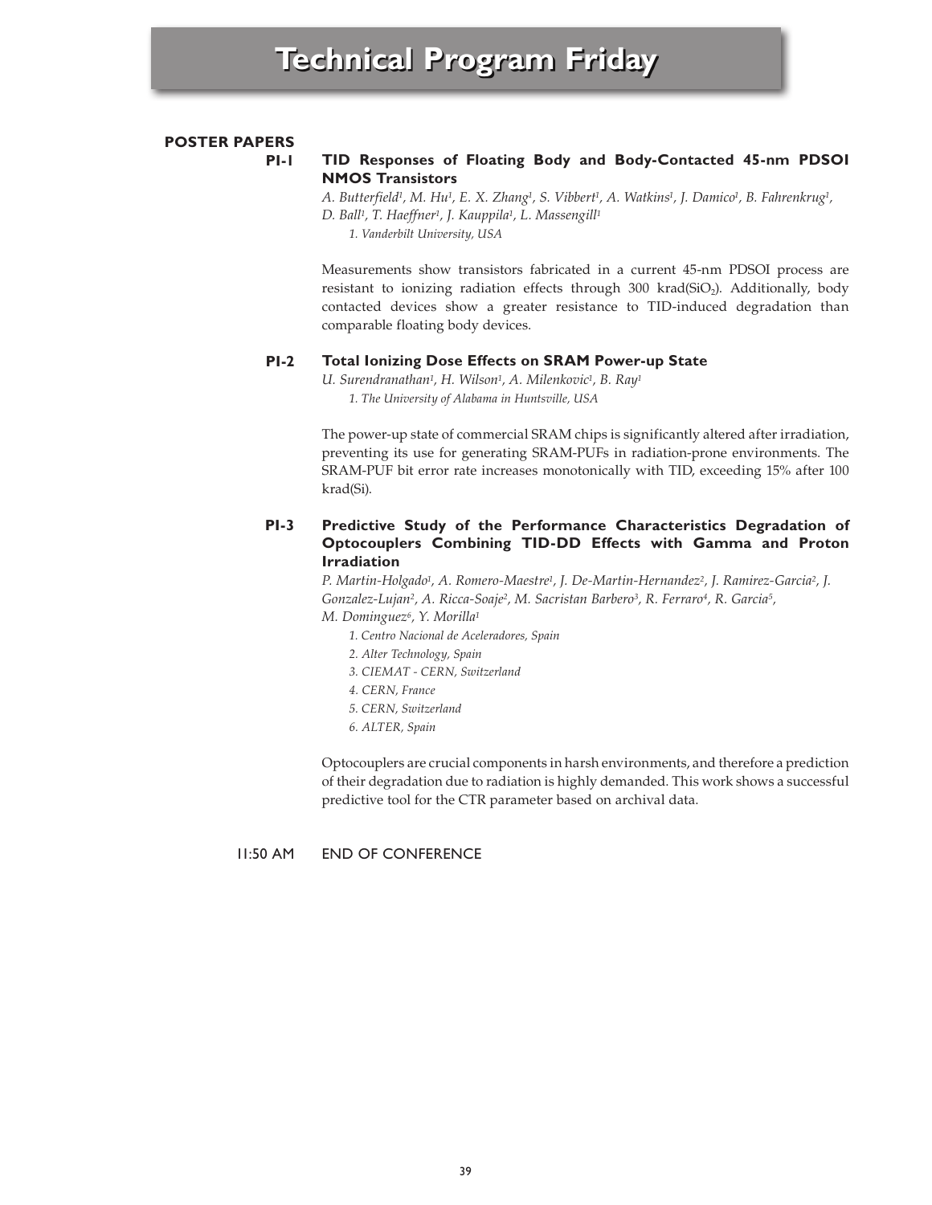# Technical Program Friday

## POSTER PAPERS

### PI-1 TID Responses of Floating Body and Body-Contacted 45-nm PDSOI NMOS Transistors

*A. Butterfield[1], M. Hu[1], E. X. Zhang[1], S. Vibbert[1], A. Watkins[1], J. Damico[1], B. Fahrenkrug[1], D. Ball[1], T. Haeffner[1], J. Kauppila[1], L. Massengill[1]*

*1. Vanderbilt University, USA*

Measurements show transistors fabricated in a current 45-nm PDSOI process are resistant to ionizing radiation effects through 300 krad($SiO_2$). Additionally, body contacted devices show a greater resistance to TID-induced degradation than comparable floating body devices.

### PI-2 Total Ionizing Dose Effects on SRAM Power-up State

*U. Surendranathan[1], H. Wilson[1], A. Milenkovic[1], B. Ray[1]*

*1. The University of Alabama in Huntsville, USA*

The power-up state of commercial SRAM chips is significantly altered after irradiation, preventing its use for generating SRAM-PUFs in radiation-prone environments. The SRAM-PUF bit error rate increases monotonically with TID, exceeding 15% after 100 krad(Si).

### PI-3 Predictive Study of the Performance Characteristics Degradation of Optocouplers Combining TID-DD Effects with Gamma and Proton Irradiation

*P. Martin-Holgado[1], A. Romero-Maestre[1], J. De-Martin-Hernandez[2], J. Ramirez-Garcia[2], J. Gonzalez-Lujan[2], A. Ricca-Soaje[2], M. Sacristan Barbero[3], R. Ferraro[4], R. Garcia[5], M. Dominguez[6], Y. Morilla[1]*

*1. Centro Nacional de Aceleradores, Spain*
*2. Alter Technology, Spain*
*3. CIEMAT - CERN, Switzerland*
*4. CERN, France*
*5. CERN, Switzerland*
*6. ALTER, Spain*

Optocouplers are crucial components in harsh environments, and therefore a prediction of their degradation due to radiation is highly demanded. This work shows a successful predictive tool for the CTR parameter based on archival data.

11:50 AM END OF CONFERENCE